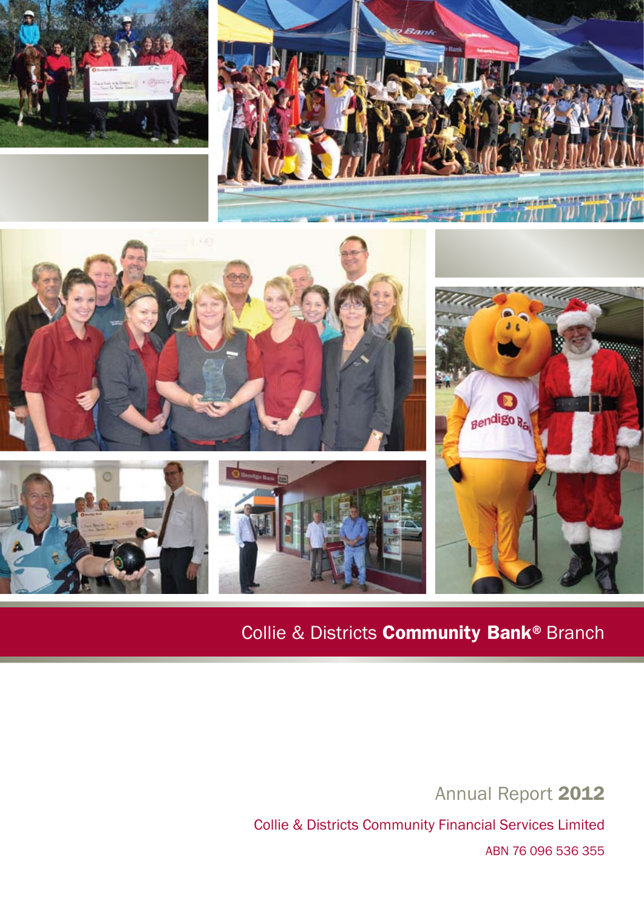Collie & Districts **Community Bank®** Branch

Annual Report **2012**

Collie & Districts Community Financial Services Limited

ABN 76 096 536 355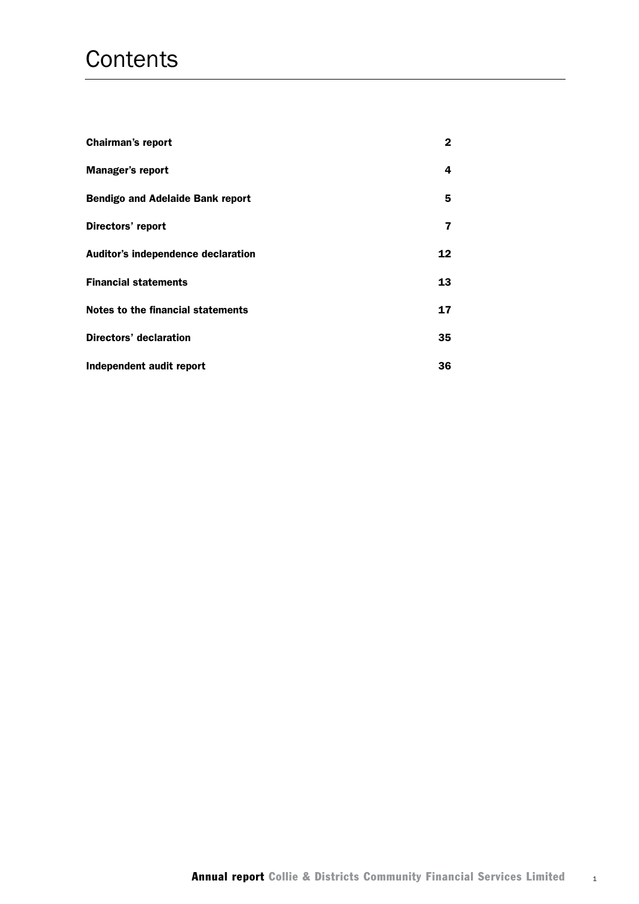# Contents

| | |
|---|---|
| **Chairman's report** | **2** |
| **Manager's report** | **4** |
| **Bendigo and Adelaide Bank report** | **5** |
| **Directors' report** | **7** |
| **Auditor's independence declaration** | **12** |
| **Financial statements** | **13** |
| **Notes to the financial statements** | **17** |
| **Directors' declaration** | **35** |
| **Independent audit report** | **36** |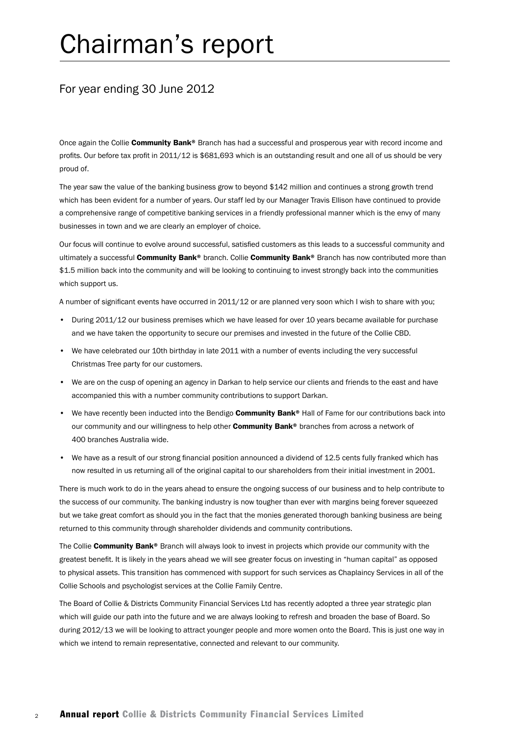# Chairman's report

## For year ending 30 June 2012

Once again the Collie **Community Bank**® Branch has had a successful and prosperous year with record income and profits. Our before tax profit in 2011/12 is $681,693 which is an outstanding result and one all of us should be very proud of.

The year saw the value of the banking business grow to beyond $142 million and continues a strong growth trend which has been evident for a number of years. Our staff led by our Manager Travis Ellison have continued to provide a comprehensive range of competitive banking services in a friendly professional manner which is the envy of many businesses in town and we are clearly an employer of choice.

Our focus will continue to evolve around successful, satisfied customers as this leads to a successful community and ultimately a successful **Community Bank**® branch. Collie **Community Bank**® Branch has now contributed more than $1.5 million back into the community and will be looking to continuing to invest strongly back into the communities which support us.

A number of significant events have occurred in 2011/12 or are planned very soon which I wish to share with you;

- During 2011/12 our business premises which we have leased for over 10 years became available for purchase and we have taken the opportunity to secure our premises and invested in the future of the Collie CBD.
- We have celebrated our 10th birthday in late 2011 with a number of events including the very successful Christmas Tree party for our customers.
- We are on the cusp of opening an agency in Darkan to help service our clients and friends to the east and have accompanied this with a number community contributions to support Darkan.
- We have recently been inducted into the Bendigo **Community Bank**® Hall of Fame for our contributions back into our community and our willingness to help other **Community Bank**® branches from across a network of 400 branches Australia wide.
- We have as a result of our strong financial position announced a dividend of 12.5 cents fully franked which has now resulted in us returning all of the original capital to our shareholders from their initial investment in 2001.

There is much work to do in the years ahead to ensure the ongoing success of our business and to help contribute to the success of our community. The banking industry is now tougher than ever with margins being forever squeezed but we take great comfort as should you in the fact that the monies generated thorough banking business are being returned to this community through shareholder dividends and community contributions.

The Collie **Community Bank**® Branch will always look to invest in projects which provide our community with the greatest benefit. It is likely in the years ahead we will see greater focus on investing in "human capital" as opposed to physical assets. This transition has commenced with support for such services as Chaplaincy Services in all of the Collie Schools and psychologist services at the Collie Family Centre.

The Board of Collie & Districts Community Financial Services Ltd has recently adopted a three year strategic plan which will guide our path into the future and we are always looking to refresh and broaden the base of Board. So during 2012/13 we will be looking to attract younger people and more women onto the Board. This is just one way in which we intend to remain representative, connected and relevant to our community.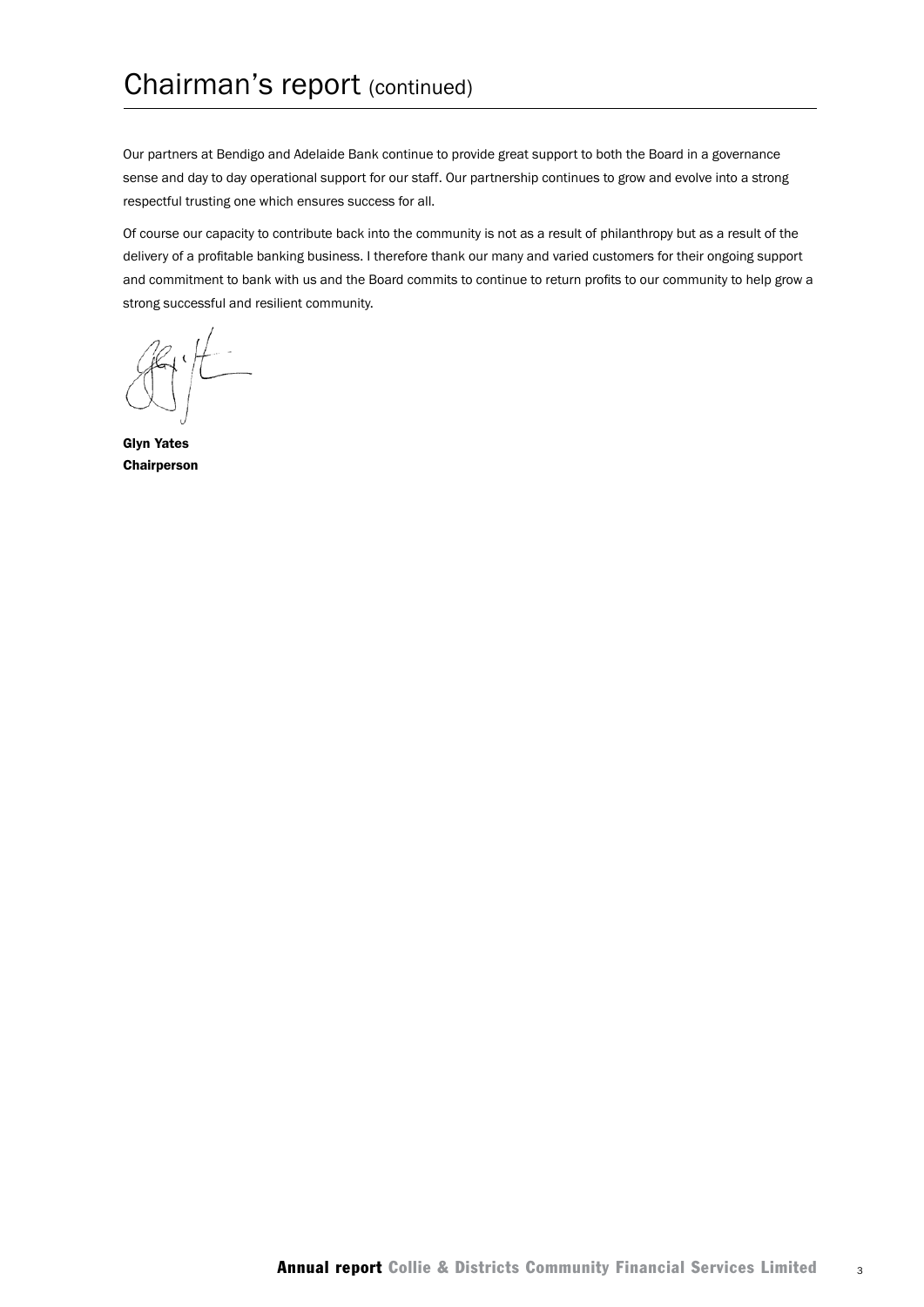# Chairman's report (continued)

Our partners at Bendigo and Adelaide Bank continue to provide great support to both the Board in a governance sense and day to day operational support for our staff. Our partnership continues to grow and evolve into a strong respectful trusting one which ensures success for all.

Of course our capacity to contribute back into the community is not as a result of philanthropy but as a result of the delivery of a profitable banking business. I therefore thank our many and varied customers for their ongoing support and commitment to bank with us and the Board commits to continue to return profits to our community to help grow a strong successful and resilient community.

**Glyn Yates**
**Chairperson**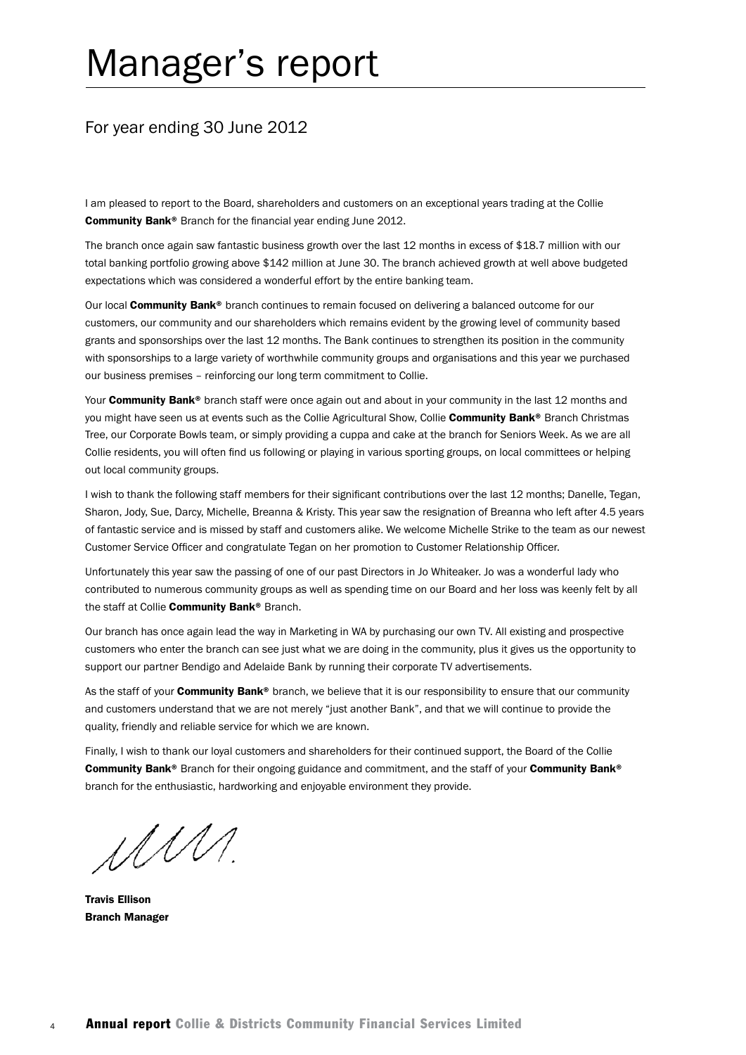# Manager's report

## For year ending 30 June 2012

I am pleased to report to the Board, shareholders and customers on an exceptional years trading at the Collie **Community Bank®** Branch for the financial year ending June 2012.

The branch once again saw fantastic business growth over the last 12 months in excess of $18.7 million with our total banking portfolio growing above $142 million at June 30. The branch achieved growth at well above budgeted expectations which was considered a wonderful effort by the entire banking team.

Our local **Community Bank®** branch continues to remain focused on delivering a balanced outcome for our customers, our community and our shareholders which remains evident by the growing level of community based grants and sponsorships over the last 12 months. The Bank continues to strengthen its position in the community with sponsorships to a large variety of worthwhile community groups and organisations and this year we purchased our business premises – reinforcing our long term commitment to Collie.

Your **Community Bank®** branch staff were once again out and about in your community in the last 12 months and you might have seen us at events such as the Collie Agricultural Show, Collie **Community Bank®** Branch Christmas Tree, our Corporate Bowls team, or simply providing a cuppa and cake at the branch for Seniors Week. As we are all Collie residents, you will often find us following or playing in various sporting groups, on local committees or helping out local community groups.

I wish to thank the following staff members for their significant contributions over the last 12 months; Danelle, Tegan, Sharon, Jody, Sue, Darcy, Michelle, Breanna & Kristy. This year saw the resignation of Breanna who left after 4.5 years of fantastic service and is missed by staff and customers alike. We welcome Michelle Strike to the team as our newest Customer Service Officer and congratulate Tegan on her promotion to Customer Relationship Officer.

Unfortunately this year saw the passing of one of our past Directors in Jo Whiteaker. Jo was a wonderful lady who contributed to numerous community groups as well as spending time on our Board and her loss was keenly felt by all the staff at Collie **Community Bank®** Branch.

Our branch has once again lead the way in Marketing in WA by purchasing our own TV. All existing and prospective customers who enter the branch can see just what we are doing in the community, plus it gives us the opportunity to support our partner Bendigo and Adelaide Bank by running their corporate TV advertisements.

As the staff of your **Community Bank®** branch, we believe that it is our responsibility to ensure that our community and customers understand that we are not merely "just another Bank", and that we will continue to provide the quality, friendly and reliable service for which we are known.

Finally, I wish to thank our loyal customers and shareholders for their continued support, the Board of the Collie **Community Bank®** Branch for their ongoing guidance and commitment, and the staff of your **Community Bank®** branch for the enthusiastic, hardworking and enjoyable environment they provide.

**Travis Ellison**
**Branch Manager**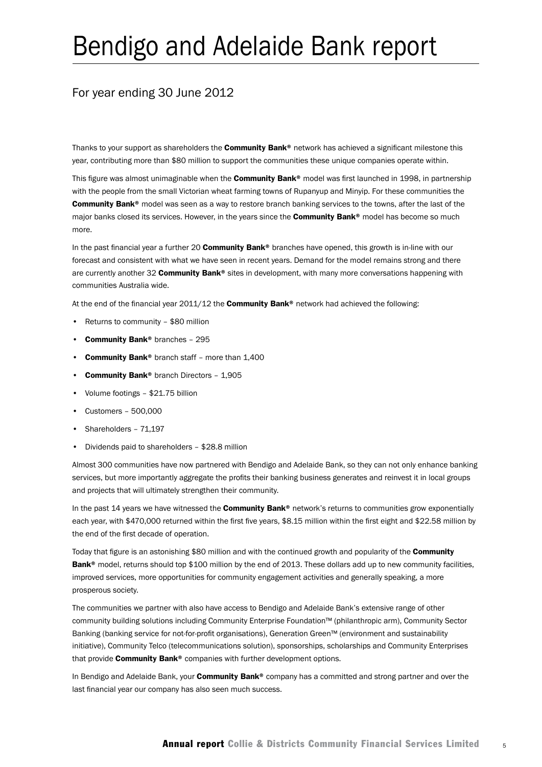# Bendigo and Adelaide Bank report

## For year ending 30 June 2012

Thanks to your support as shareholders the **Community Bank®** network has achieved a significant milestone this year, contributing more than $80 million to support the communities these unique companies operate within.

This figure was almost unimaginable when the **Community Bank®** model was first launched in 1998, in partnership with the people from the small Victorian wheat farming towns of Rupanyup and Minyip. For these communities the **Community Bank®** model was seen as a way to restore branch banking services to the towns, after the last of the major banks closed its services. However, in the years since the **Community Bank®** model has become so much more.

In the past financial year a further 20 **Community Bank®** branches have opened, this growth is in-line with our forecast and consistent with what we have seen in recent years. Demand for the model remains strong and there are currently another 32 **Community Bank®** sites in development, with many more conversations happening with communities Australia wide.

At the end of the financial year 2011/12 the **Community Bank®** network had achieved the following:

- Returns to community – $80 million
- **Community Bank®** branches – 295
- **Community Bank®** branch staff – more than 1,400
- **Community Bank®** branch Directors – 1,905
- Volume footings – $21.75 billion
- Customers – 500,000
- Shareholders – 71,197
- Dividends paid to shareholders – $28.8 million

Almost 300 communities have now partnered with Bendigo and Adelaide Bank, so they can not only enhance banking services, but more importantly aggregate the profits their banking business generates and reinvest it in local groups and projects that will ultimately strengthen their community.

In the past 14 years we have witnessed the **Community Bank®** network's returns to communities grow exponentially each year, with $470,000 returned within the first five years, $8.15 million within the first eight and $22.58 million by the end of the first decade of operation.

Today that figure is an astonishing $80 million and with the continued growth and popularity of the **Community Bank®** model, returns should top $100 million by the end of 2013. These dollars add up to new community facilities, improved services, more opportunities for community engagement activities and generally speaking, a more prosperous society.

The communities we partner with also have access to Bendigo and Adelaide Bank's extensive range of other community building solutions including Community Enterprise Foundation™ (philanthropic arm), Community Sector Banking (banking service for not-for-profit organisations), Generation Green™ (environment and sustainability initiative), Community Telco (telecommunications solution), sponsorships, scholarships and Community Enterprises that provide **Community Bank®** companies with further development options.

In Bendigo and Adelaide Bank, your **Community Bank®** company has a committed and strong partner and over the last financial year our company has also seen much success.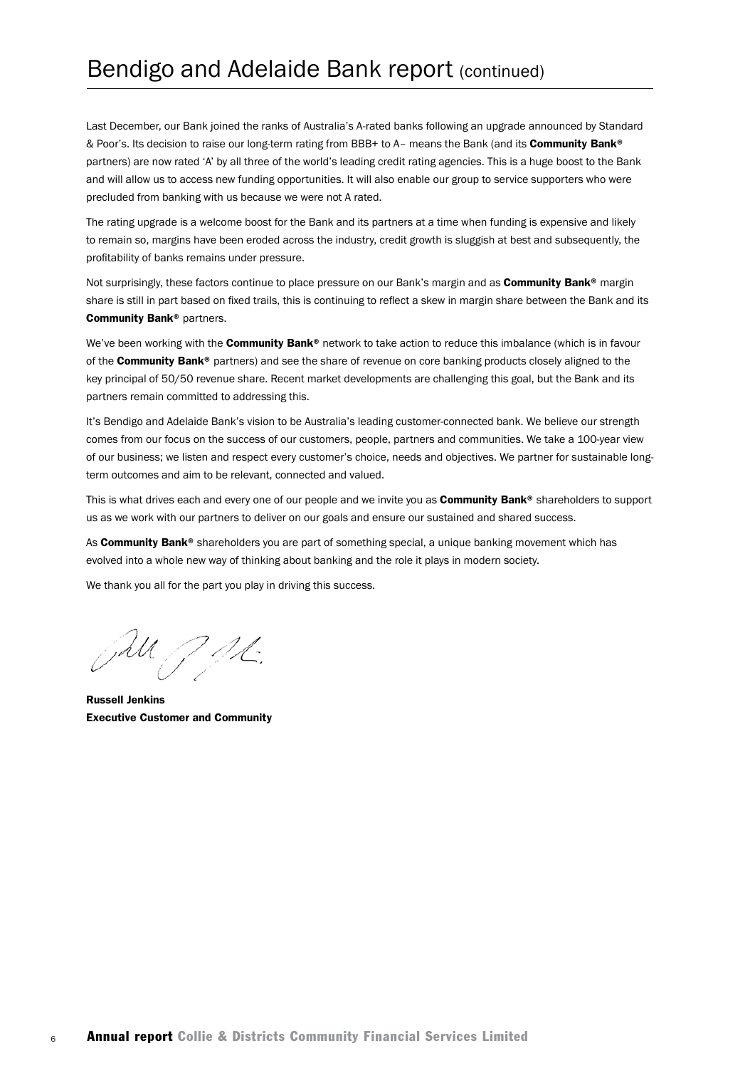# Bendigo and Adelaide Bank report (continued)

Last December, our Bank joined the ranks of Australia's A-rated banks following an upgrade announced by Standard & Poor's. Its decision to raise our long-term rating from BBB+ to A– means the Bank (and its **Community Bank®** partners) are now rated 'A' by all three of the world's leading credit rating agencies. This is a huge boost to the Bank and will allow us to access new funding opportunities. It will also enable our group to service supporters who were precluded from banking with us because we were not A rated.

The rating upgrade is a welcome boost for the Bank and its partners at a time when funding is expensive and likely to remain so, margins have been eroded across the industry, credit growth is sluggish at best and subsequently, the profitability of banks remains under pressure.

Not surprisingly, these factors continue to place pressure on our Bank's margin and as **Community Bank®** margin share is still in part based on fixed trails, this is continuing to reflect a skew in margin share between the Bank and its **Community Bank®** partners.

We've been working with the **Community Bank®** network to take action to reduce this imbalance (which is in favour of the **Community Bank®** partners) and see the share of revenue on core banking products closely aligned to the key principal of 50/50 revenue share. Recent market developments are challenging this goal, but the Bank and its partners remain committed to addressing this.

It's Bendigo and Adelaide Bank's vision to be Australia's leading customer-connected bank. We believe our strength comes from our focus on the success of our customers, people, partners and communities. We take a 100-year view of our business; we listen and respect every customer's choice, needs and objectives. We partner for sustainable long-term outcomes and aim to be relevant, connected and valued.

This is what drives each and every one of our people and we invite you as **Community Bank®** shareholders to support us as we work with our partners to deliver on our goals and ensure our sustained and shared success.

As **Community Bank®** shareholders you are part of something special, a unique banking movement which has evolved into a whole new way of thinking about banking and the role it plays in modern society.

We thank you all for the part you play in driving this success.

**Russell Jenkins**
**Executive Customer and Community**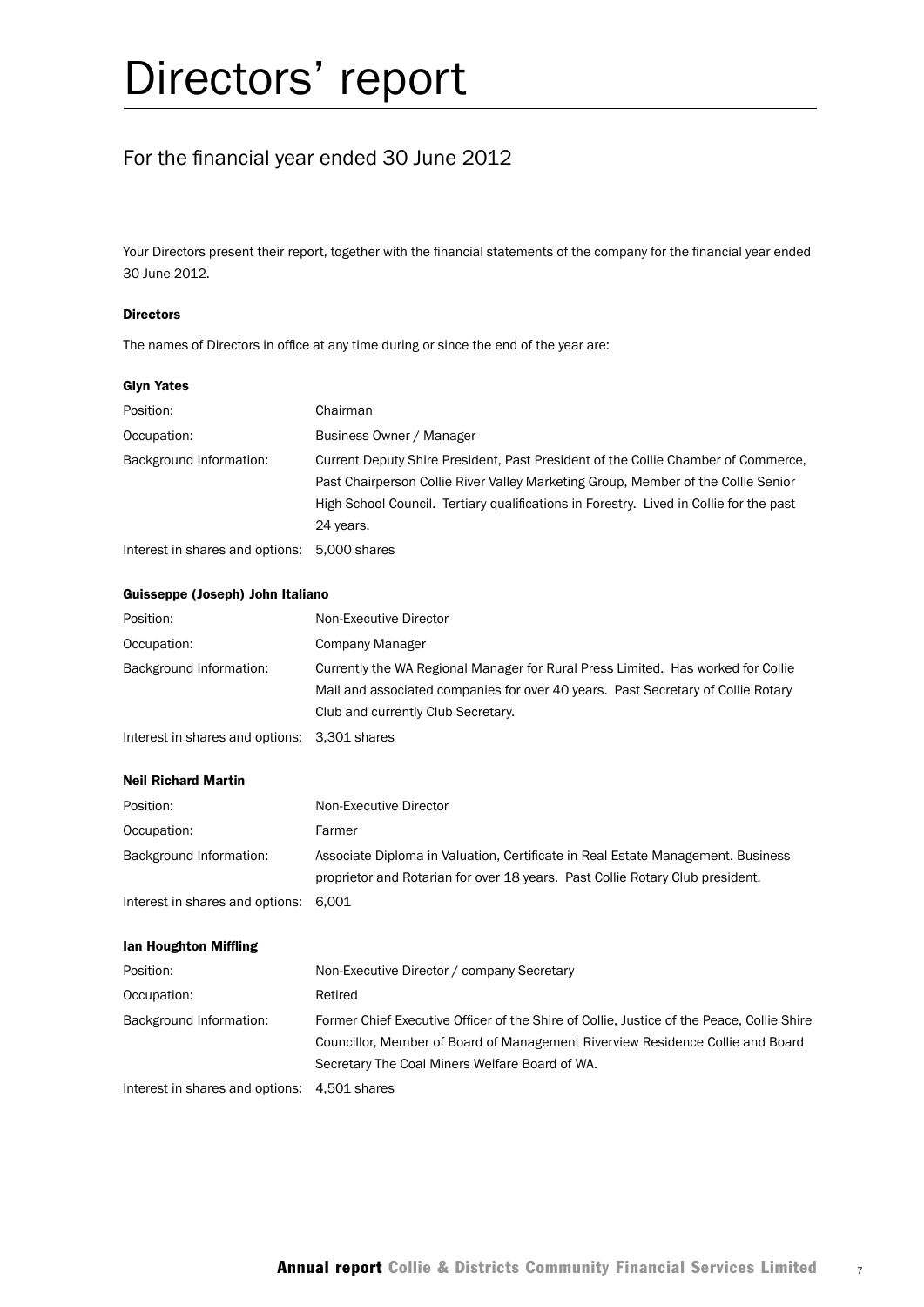# Directors' report

## For the financial year ended 30 June 2012

Your Directors present their report, together with the financial statements of the company for the financial year ended 30 June 2012.

**Directors**

The names of Directors in office at any time during or since the end of the year are:

**Glyn Yates**

| | |
|---|---|
| Position: | Chairman |
| Occupation: | Business Owner / Manager |
| Background Information: | Current Deputy Shire President, Past President of the Collie Chamber of Commerce, Past Chairperson Collie River Valley Marketing Group, Member of the Collie Senior High School Council. Tertiary qualifications in Forestry. Lived in Collie for the past 24 years. |
| Interest in shares and options: | 5,000 shares |

**Guisseppe (Joseph) John Italiano**

| | |
|---|---|
| Position: | Non-Executive Director |
| Occupation: | Company Manager |
| Background Information: | Currently the WA Regional Manager for Rural Press Limited. Has worked for Collie Mail and associated companies for over 40 years. Past Secretary of Collie Rotary Club and currently Club Secretary. |
| Interest in shares and options: | 3,301 shares |

**Neil Richard Martin**

| | |
|---|---|
| Position: | Non-Executive Director |
| Occupation: | Farmer |
| Background Information: | Associate Diploma in Valuation, Certificate in Real Estate Management. Business proprietor and Rotarian for over 18 years. Past Collie Rotary Club president. |
| Interest in shares and options: | 6,001 |

**Ian Houghton Miffling**

| | |
|---|---|
| Position: | Non-Executive Director / company Secretary |
| Occupation: | Retired |
| Background Information: | Former Chief Executive Officer of the Shire of Collie, Justice of the Peace, Collie Shire Councillor, Member of Board of Management Riverview Residence Collie and Board Secretary The Coal Miners Welfare Board of WA. |
| Interest in shares and options: | 4,501 shares |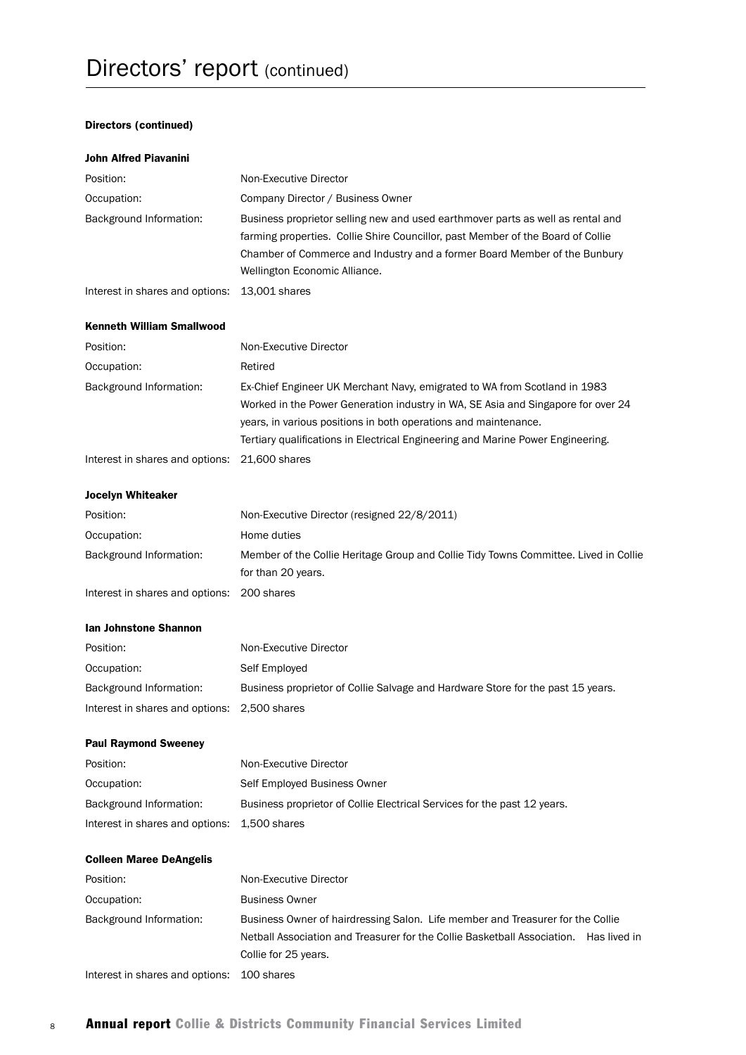# Directors' report (continued)

**Directors (continued)**

**John Alfred Piavanini**

Position: Non-Executive Director

Occupation: Company Director / Business Owner

Background Information: Business proprietor selling new and used earthmover parts as well as rental and farming properties. Collie Shire Councillor, past Member of the Board of Collie Chamber of Commerce and Industry and a former Board Member of the Bunbury Wellington Economic Alliance.

Interest in shares and options: 13,001 shares

**Kenneth William Smallwood**

Position: Non-Executive Director

Occupation: Retired

Background Information: Ex-Chief Engineer UK Merchant Navy, emigrated to WA from Scotland in 1983 Worked in the Power Generation industry in WA, SE Asia and Singapore for over 24 years, in various positions in both operations and maintenance. Tertiary qualifications in Electrical Engineering and Marine Power Engineering.

Interest in shares and options: 21,600 shares

**Jocelyn Whiteaker**

Position: Non-Executive Director (resigned 22/8/2011)

Occupation: Home duties

Background Information: Member of the Collie Heritage Group and Collie Tidy Towns Committee. Lived in Collie for than 20 years.

Interest in shares and options: 200 shares

**Ian Johnstone Shannon**

Position: Non-Executive Director

Occupation: Self Employed

Background Information: Business proprietor of Collie Salvage and Hardware Store for the past 15 years.

Interest in shares and options: 2,500 shares

**Paul Raymond Sweeney**

Position: Non-Executive Director

Occupation: Self Employed Business Owner

Background Information: Business proprietor of Collie Electrical Services for the past 12 years.

Interest in shares and options: 1,500 shares

**Colleen Maree DeAngelis**

Position: Non-Executive Director

Occupation: Business Owner

Background Information: Business Owner of hairdressing Salon. Life member and Treasurer for the Collie Netball Association and Treasurer for the Collie Basketball Association. Has lived in Collie for 25 years.

Interest in shares and options: 100 shares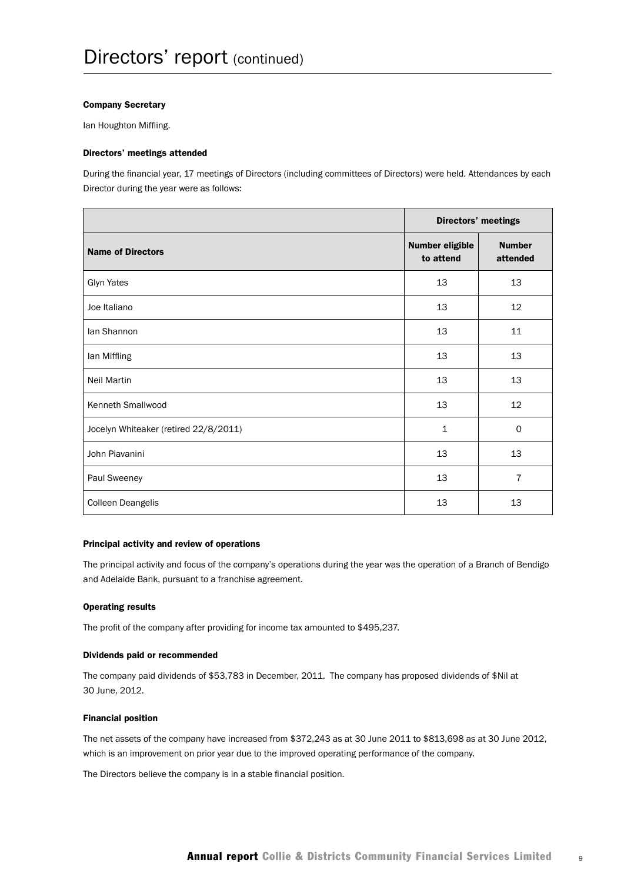# Directors' report (continued)

### Company Secretary

Ian Houghton Miffling.

### Directors' meetings attended

During the financial year, 17 meetings of Directors (including committees of Directors) were held. Attendances by each Director during the year were as follows:

| | Directors' meetings | |
|---|---|---|
| **Name of Directors** | **Number eligible to attend** | **Number attended** |
| Glyn Yates | 13 | 13 |
| Joe Italiano | 13 | 12 |
| Ian Shannon | 13 | 11 |
| Ian Miffling | 13 | 13 |
| Neil Martin | 13 | 13 |
| Kenneth Smallwood | 13 | 12 |
| Jocelyn Whiteaker (retired 22/8/2011) | 1 | 0 |
| John Piavanini | 13 | 13 |
| Paul Sweeney | 13 | 7 |
| Colleen Deangelis | 13 | 13 |

### Principal activity and review of operations

The principal activity and focus of the company's operations during the year was the operation of a Branch of Bendigo and Adelaide Bank, pursuant to a franchise agreement.

### Operating results

The profit of the company after providing for income tax amounted to $495,237.

### Dividends paid or recommended

The company paid dividends of $53,783 in December, 2011. The company has proposed dividends of $Nil at 30 June, 2012.

### Financial position

The net assets of the company have increased from $372,243 as at 30 June 2011 to $813,698 as at 30 June 2012, which is an improvement on prior year due to the improved operating performance of the company.

The Directors believe the company is in a stable financial position.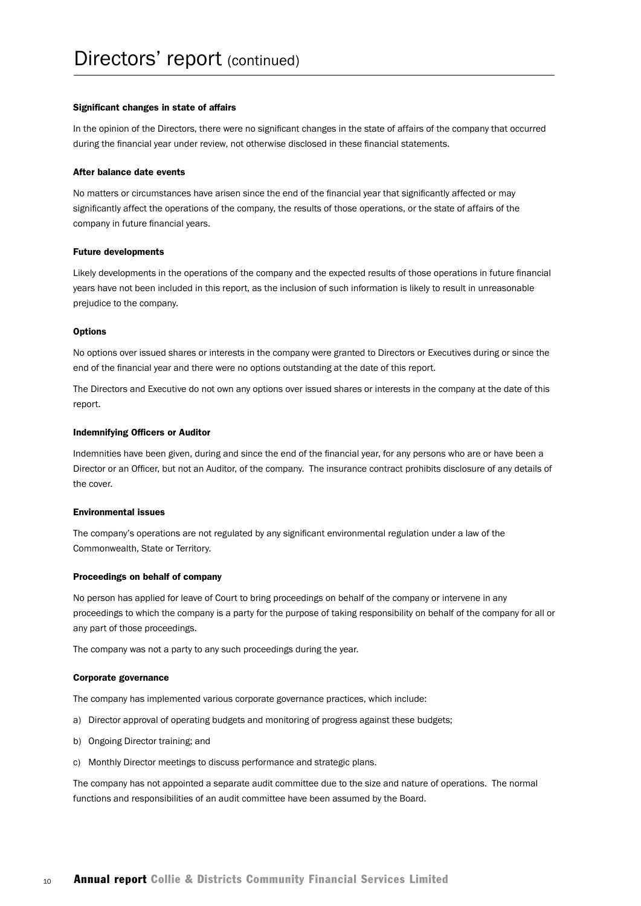# Directors' report (continued)

### Significant changes in state of affairs

In the opinion of the Directors, there were no significant changes in the state of affairs of the company that occurred during the financial year under review, not otherwise disclosed in these financial statements.

### After balance date events

No matters or circumstances have arisen since the end of the financial year that significantly affected or may significantly affect the operations of the company, the results of those operations, or the state of affairs of the company in future financial years.

### Future developments

Likely developments in the operations of the company and the expected results of those operations in future financial years have not been included in this report, as the inclusion of such information is likely to result in unreasonable prejudice to the company.

### Options

No options over issued shares or interests in the company were granted to Directors or Executives during or since the end of the financial year and there were no options outstanding at the date of this report.

The Directors and Executive do not own any options over issued shares or interests in the company at the date of this report.

### Indemnifying Officers or Auditor

Indemnities have been given, during and since the end of the financial year, for any persons who are or have been a Director or an Officer, but not an Auditor, of the company. The insurance contract prohibits disclosure of any details of the cover.

### Environmental issues

The company's operations are not regulated by any significant environmental regulation under a law of the Commonwealth, State or Territory.

### Proceedings on behalf of company

No person has applied for leave of Court to bring proceedings on behalf of the company or intervene in any proceedings to which the company is a party for the purpose of taking responsibility on behalf of the company for all or any part of those proceedings.

The company was not a party to any such proceedings during the year.

### Corporate governance

The company has implemented various corporate governance practices, which include:

a) Director approval of operating budgets and monitoring of progress against these budgets;

b) Ongoing Director training; and

c) Monthly Director meetings to discuss performance and strategic plans.

The company has not appointed a separate audit committee due to the size and nature of operations. The normal functions and responsibilities of an audit committee have been assumed by the Board.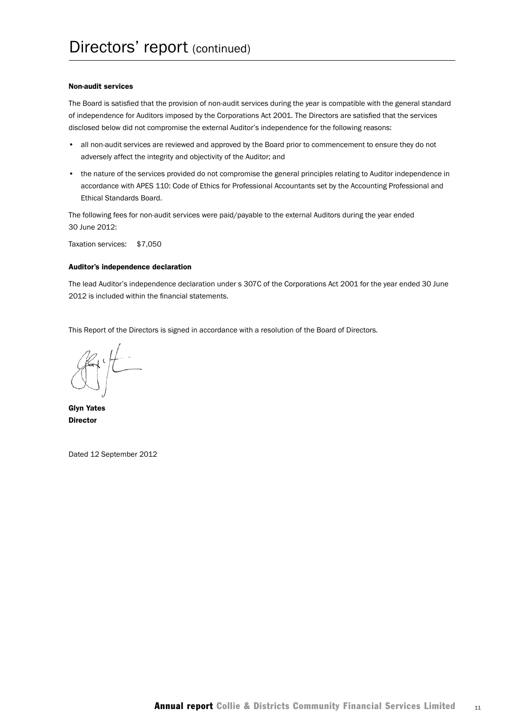# Directors' report (continued)

**Non-audit services**

The Board is satisfied that the provision of non-audit services during the year is compatible with the general standard of independence for Auditors imposed by the Corporations Act 2001. The Directors are satisfied that the services disclosed below did not compromise the external Auditor's independence for the following reasons:

- all non-audit services are reviewed and approved by the Board prior to commencement to ensure they do not adversely affect the integrity and objectivity of the Auditor; and
- the nature of the services provided do not compromise the general principles relating to Auditor independence in accordance with APES 110: Code of Ethics for Professional Accountants set by the Accounting Professional and Ethical Standards Board.

The following fees for non-audit services were paid/payable to the external Auditors during the year ended 30 June 2012:

Taxation services: $7,050

**Auditor's independence declaration**

The lead Auditor's independence declaration under s 307C of the Corporations Act 2001 for the year ended 30 June 2012 is included within the financial statements.

This Report of the Directors is signed in accordance with a resolution of the Board of Directors.

**Glyn Yates**
**Director**

Dated 12 September 2012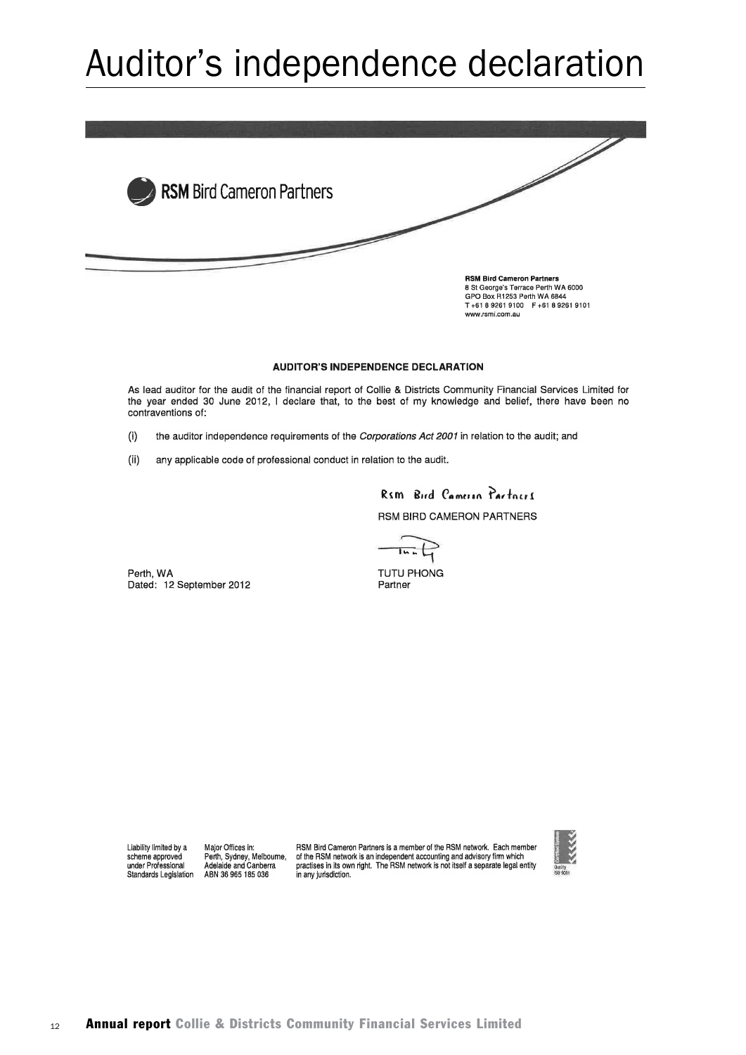# Auditor's independence declaration

**RSM** Bird Cameron Partners

**RSM Bird Cameron Partners**
8 St George's Terrace Perth WA 6000
GPO Box R1253 Perth WA 6844
T +61 8 9261 9100 F +61 8 9261 9101
www.rsmi.com.au

## AUDITOR'S INDEPENDENCE DECLARATION

As lead auditor for the audit of the financial report of Collie & Districts Community Financial Services Limited for the year ended 30 June 2012, I declare that, to the best of my knowledge and belief, there have been no contraventions of:

(i) the auditor independence requirements of the *Corporations Act 2001* in relation to the audit; and

(ii) any applicable code of professional conduct in relation to the audit.

RSM Bird Cameron Partners

RSM BIRD CAMERON PARTNERS

TUTU PHONG
Partner

Perth, WA
Dated: 12 September 2012

Liability limited by a scheme approved under Professional Standards Legislation

Major Offices in: Perth, Sydney, Melbourne, Adelaide and Canberra ABN 36 965 185 036

RSM Bird Cameron Partners is a member of the RSM network. Each member of the RSM network is an independent accounting and advisory firm which practises in its own right. The RSM network is not itself a separate legal entity in any jurisdiction.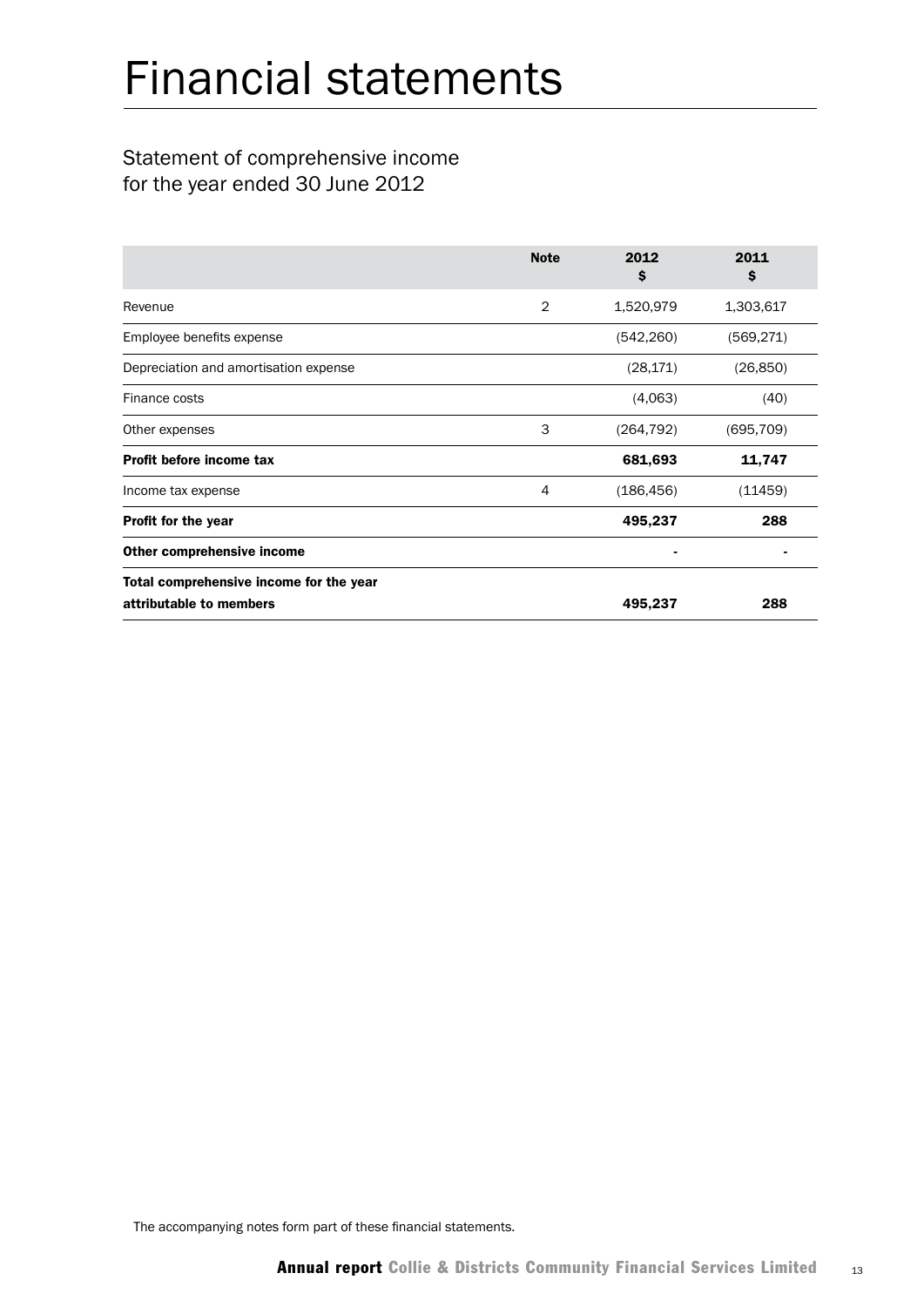# Financial statements

## Statement of comprehensive income
for the year ended 30 June 2012

| | Note | 2012<br>$ | 2011<br>$ |
|---|---|---|---|
| Revenue | 2 | 1,520,979 | 1,303,617 |
| Employee benefits expense | | (542,260) | (569,271) |
| Depreciation and amortisation expense | | (28,171) | (26,850) |
| Finance costs | | (4,063) | (40) |
| Other expenses | 3 | (264,792) | (695,709) |
| **Profit before income tax** | | **681,693** | **11,747** |
| Income tax expense | 4 | (186,456) | (11459) |
| **Profit for the year** | | **495,237** | **288** |
| **Other comprehensive income** | | - | - |
| **Total comprehensive income for the year attributable to members** | | **495,237** | **288** |

The accompanying notes form part of these financial statements.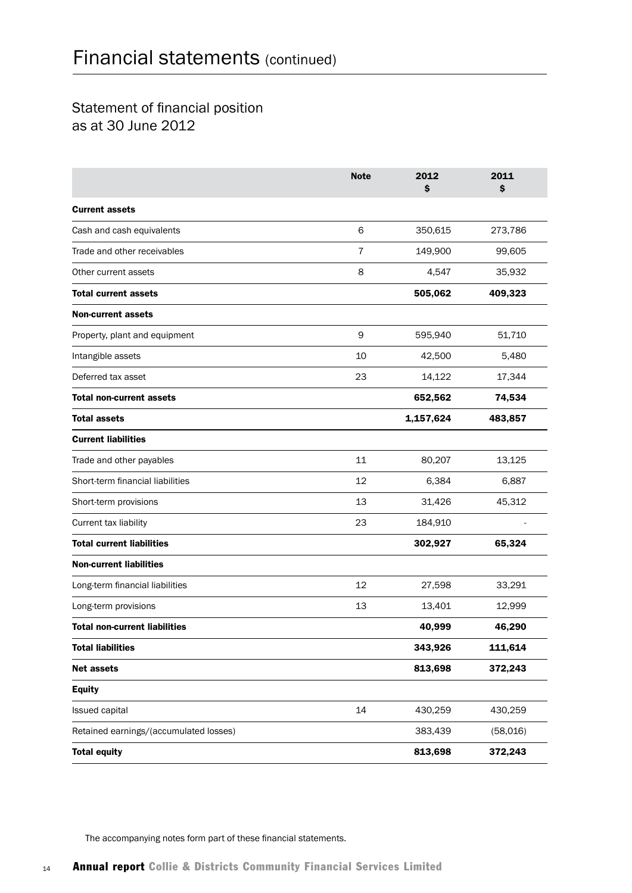# Financial statements (continued)

## Statement of financial position as at 30 June 2012

| | Note | 2012 $ | 2011 $ |
|---|---|---|---|
| **Current assets** | | | |
| Cash and cash equivalents | 6 | 350,615 | 273,786 |
| Trade and other receivables | 7 | 149,900 | 99,605 |
| Other current assets | 8 | 4,547 | 35,932 |
| **Total current assets** | | **505,062** | **409,323** |
| **Non-current assets** | | | |
| Property, plant and equipment | 9 | 595,940 | 51,710 |
| Intangible assets | 10 | 42,500 | 5,480 |
| Deferred tax asset | 23 | 14,122 | 17,344 |
| **Total non-current assets** | | **652,562** | **74,534** |
| **Total assets** | | **1,157,624** | **483,857** |
| **Current liabilities** | | | |
| Trade and other payables | 11 | 80,207 | 13,125 |
| Short-term financial liabilities | 12 | 6,384 | 6,887 |
| Short-term provisions | 13 | 31,426 | 45,312 |
| Current tax liability | 23 | 184,910 | - |
| **Total current liabilities** | | **302,927** | **65,324** |
| **Non-current liabilities** | | | |
| Long-term financial liabilities | 12 | 27,598 | 33,291 |
| Long-term provisions | 13 | 13,401 | 12,999 |
| **Total non-current liabilities** | | **40,999** | **46,290** |
| **Total liabilities** | | **343,926** | **111,614** |
| **Net assets** | | **813,698** | **372,243** |
| **Equity** | | | |
| Issued capital | 14 | 430,259 | 430,259 |
| Retained earnings/(accumulated losses) | | 383,439 | (58,016) |
| **Total equity** | | **813,698** | **372,243** |

The accompanying notes form part of these financial statements.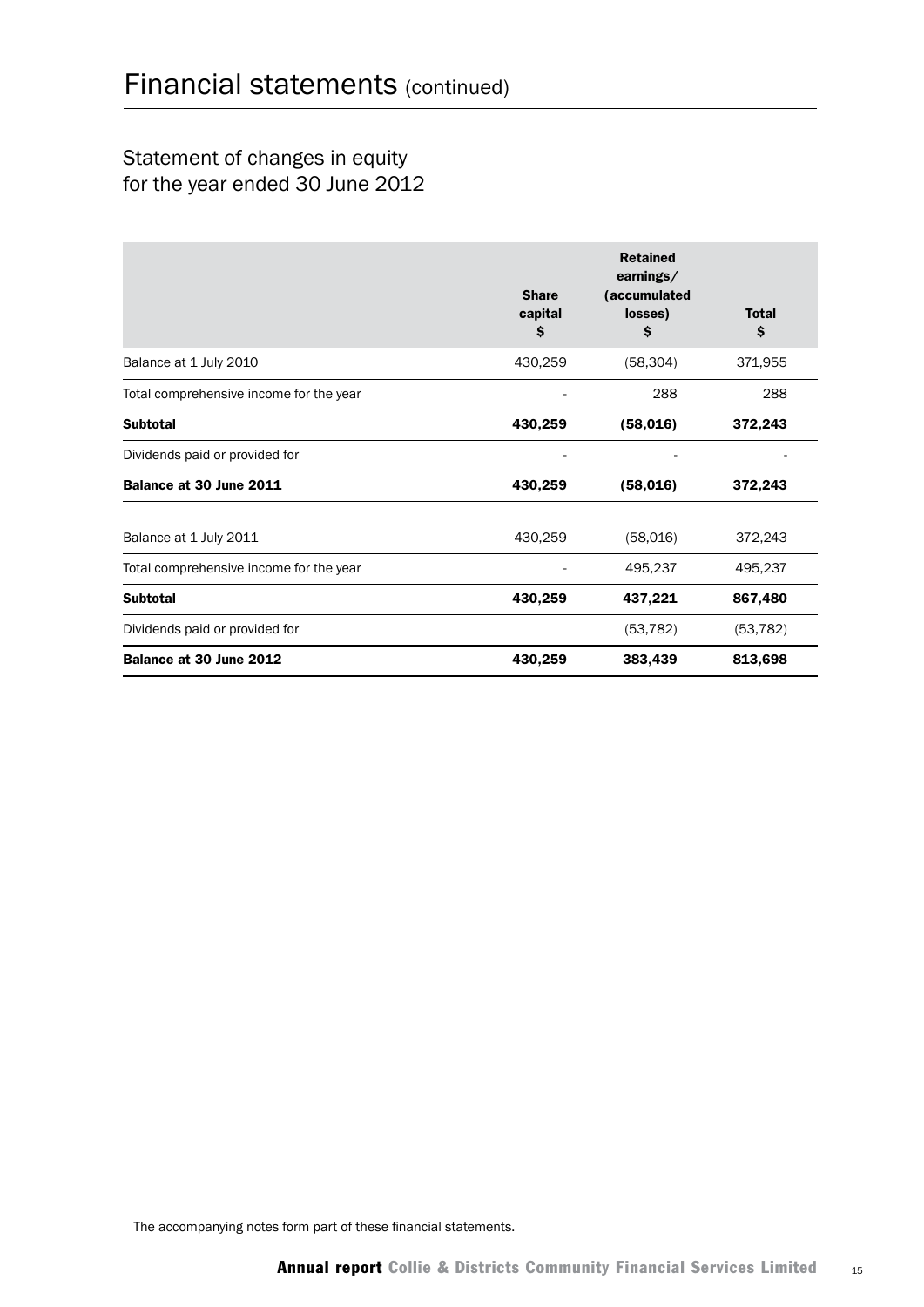# Financial statements (continued)

## Statement of changes in equity for the year ended 30 June 2012

| | Share capital $ | Retained earnings/ (accumulated losses) $ | Total $ |
|---|---|---|---|
| Balance at 1 July 2010 | 430,259 | (58,304) | 371,955 |
| Total comprehensive income for the year | - | 288 | 288 |
| **Subtotal** | **430,259** | **(58,016)** | **372,243** |
| Dividends paid or provided for | - | - | - |
| **Balance at 30 June 2011** | **430,259** | **(58,016)** | **372,243** |
| | | | |
| Balance at 1 July 2011 | 430,259 | (58,016) | 372,243 |
| Total comprehensive income for the year | - | 495,237 | 495,237 |
| **Subtotal** | **430,259** | **437,221** | **867,480** |
| Dividends paid or provided for | | (53,782) | (53,782) |
| **Balance at 30 June 2012** | **430,259** | **383,439** | **813,698** |

The accompanying notes form part of these financial statements.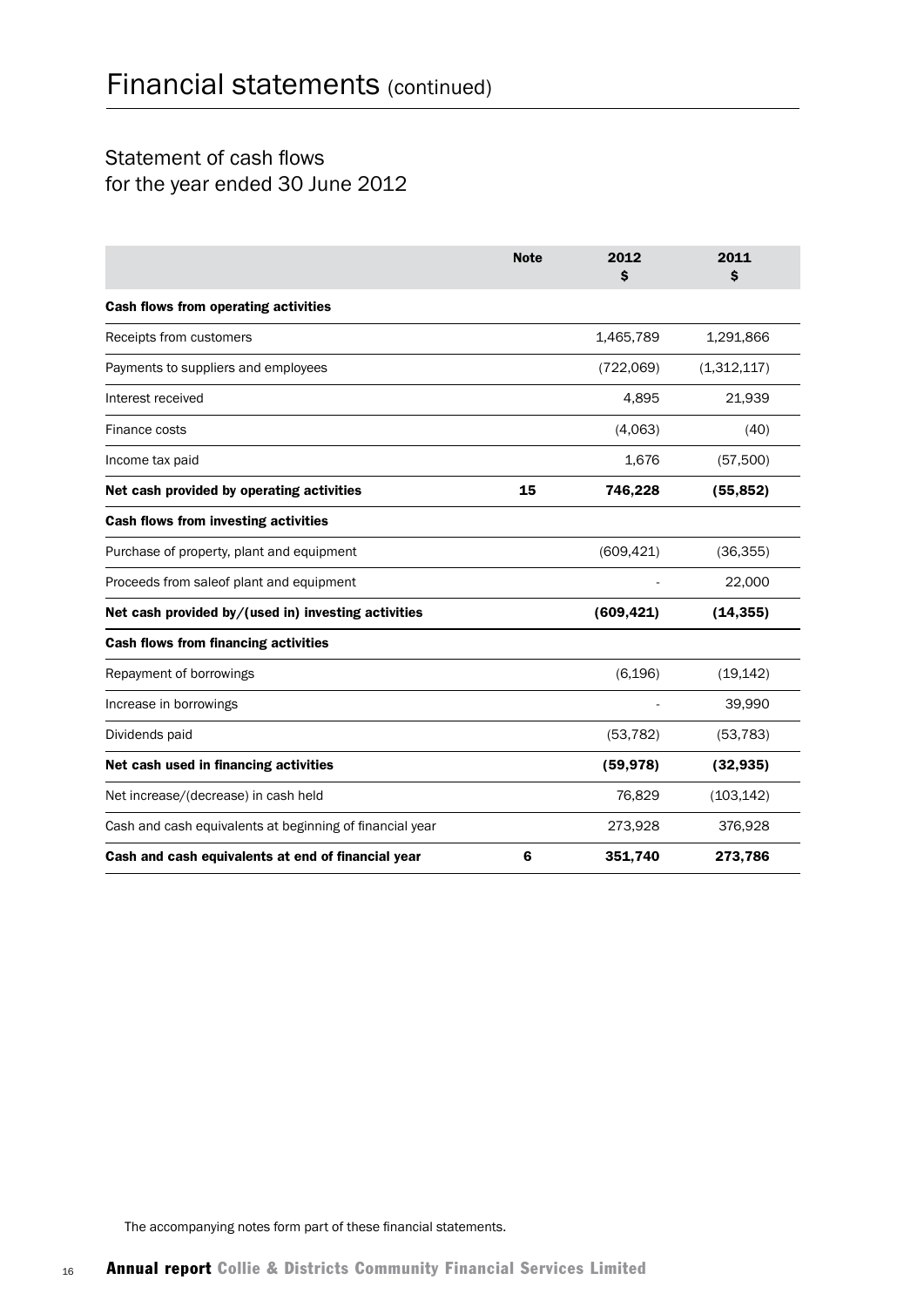# Financial statements (continued)

## Statement of cash flows for the year ended 30 June 2012

| | Note | 2012 $ | 2011 $ |
|---|---|---|---|
| **Cash flows from operating activities** | | | |
| Receipts from customers | | 1,465,789 | 1,291,866 |
| Payments to suppliers and employees | | (722,069) | (1,312,117) |
| Interest received | | 4,895 | 21,939 |
| Finance costs | | (4,063) | (40) |
| Income tax paid | | 1,676 | (57,500) |
| **Net cash provided by operating activities** | **15** | **746,228** | **(55,852)** |
| **Cash flows from investing activities** | | | |
| Purchase of property, plant and equipment | | (609,421) | (36,355) |
| Proceeds from saleof plant and equipment | | - | 22,000 |
| **Net cash provided by/(used in) investing activities** | | **(609,421)** | **(14,355)** |
| **Cash flows from financing activities** | | | |
| Repayment of borrowings | | (6,196) | (19,142) |
| Increase in borrowings | | - | 39,990 |
| Dividends paid | | (53,782) | (53,783) |
| **Net cash used in financing activities** | | **(59,978)** | **(32,935)** |
| Net increase/(decrease) in cash held | | 76,829 | (103,142) |
| Cash and cash equivalents at beginning of financial year | | 273,928 | 376,928 |
| **Cash and cash equivalents at end of financial year** | **6** | **351,740** | **273,786** |

The accompanying notes form part of these financial statements.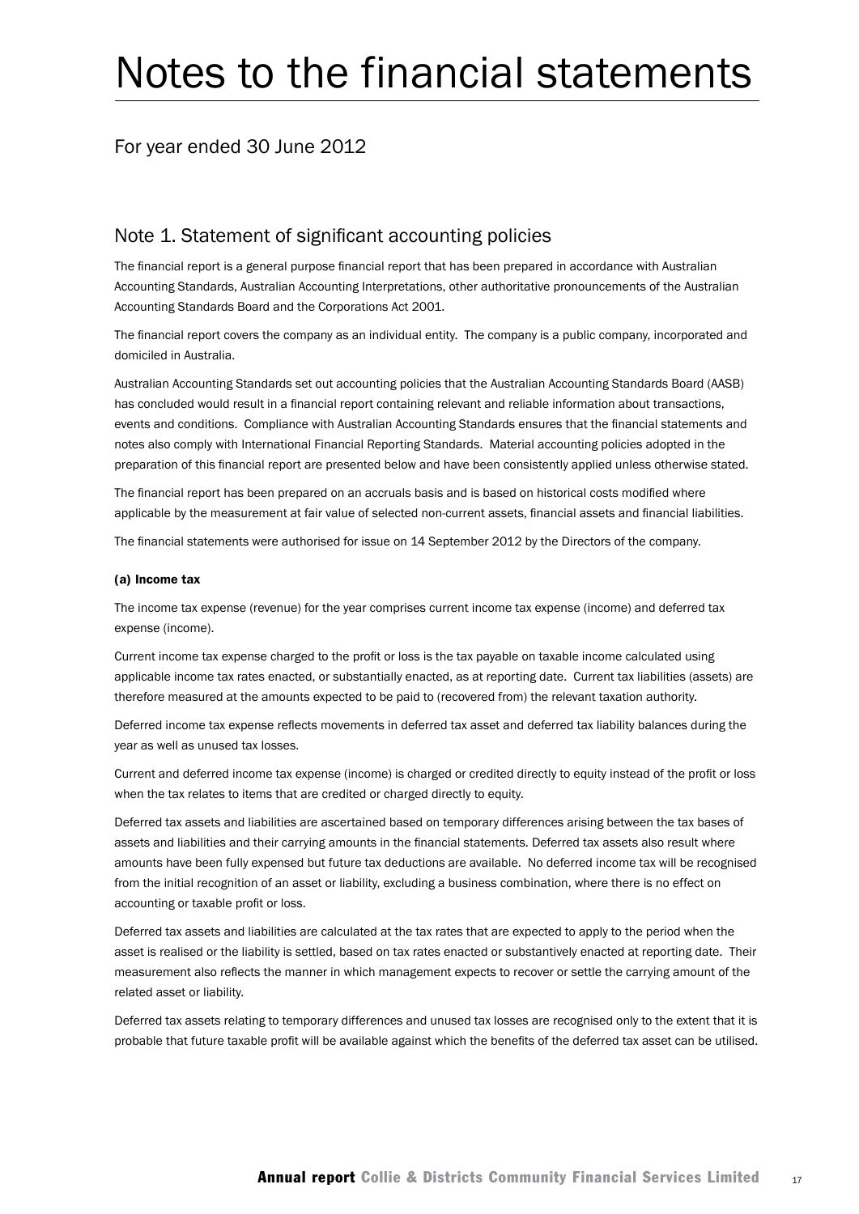# Notes to the financial statements

## For year ended 30 June 2012

## Note 1. Statement of significant accounting policies

The financial report is a general purpose financial report that has been prepared in accordance with Australian Accounting Standards, Australian Accounting Interpretations, other authoritative pronouncements of the Australian Accounting Standards Board and the Corporations Act 2001.

The financial report covers the company as an individual entity. The company is a public company, incorporated and domiciled in Australia.

Australian Accounting Standards set out accounting policies that the Australian Accounting Standards Board (AASB) has concluded would result in a financial report containing relevant and reliable information about transactions, events and conditions. Compliance with Australian Accounting Standards ensures that the financial statements and notes also comply with International Financial Reporting Standards. Material accounting policies adopted in the preparation of this financial report are presented below and have been consistently applied unless otherwise stated.

The financial report has been prepared on an accruals basis and is based on historical costs modified where applicable by the measurement at fair value of selected non-current assets, financial assets and financial liabilities.

The financial statements were authorised for issue on 14 September 2012 by the Directors of the company.

**(a) Income tax**

The income tax expense (revenue) for the year comprises current income tax expense (income) and deferred tax expense (income).

Current income tax expense charged to the profit or loss is the tax payable on taxable income calculated using applicable income tax rates enacted, or substantially enacted, as at reporting date. Current tax liabilities (assets) are therefore measured at the amounts expected to be paid to (recovered from) the relevant taxation authority.

Deferred income tax expense reflects movements in deferred tax asset and deferred tax liability balances during the year as well as unused tax losses.

Current and deferred income tax expense (income) is charged or credited directly to equity instead of the profit or loss when the tax relates to items that are credited or charged directly to equity.

Deferred tax assets and liabilities are ascertained based on temporary differences arising between the tax bases of assets and liabilities and their carrying amounts in the financial statements. Deferred tax assets also result where amounts have been fully expensed but future tax deductions are available. No deferred income tax will be recognised from the initial recognition of an asset or liability, excluding a business combination, where there is no effect on accounting or taxable profit or loss.

Deferred tax assets and liabilities are calculated at the tax rates that are expected to apply to the period when the asset is realised or the liability is settled, based on tax rates enacted or substantively enacted at reporting date. Their measurement also reflects the manner in which management expects to recover or settle the carrying amount of the related asset or liability.

Deferred tax assets relating to temporary differences and unused tax losses are recognised only to the extent that it is probable that future taxable profit will be available against which the benefits of the deferred tax asset can be utilised.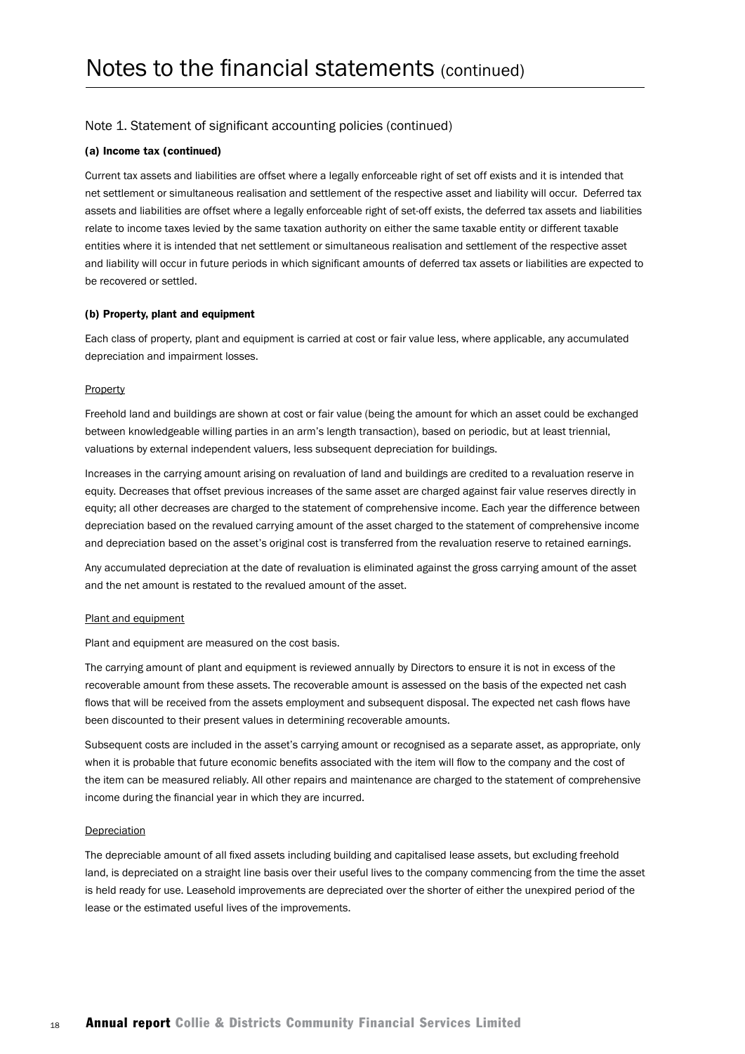# Notes to the financial statements (continued)

## Note 1. Statement of significant accounting policies (continued)

### (a) Income tax (continued)

Current tax assets and liabilities are offset where a legally enforceable right of set off exists and it is intended that net settlement or simultaneous realisation and settlement of the respective asset and liability will occur. Deferred tax assets and liabilities are offset where a legally enforceable right of set-off exists, the deferred tax assets and liabilities relate to income taxes levied by the same taxation authority on either the same taxable entity or different taxable entities where it is intended that net settlement or simultaneous realisation and settlement of the respective asset and liability will occur in future periods in which significant amounts of deferred tax assets or liabilities are expected to be recovered or settled.

### (b) Property, plant and equipment

Each class of property, plant and equipment is carried at cost or fair value less, where applicable, any accumulated depreciation and impairment losses.

Property

Freehold land and buildings are shown at cost or fair value (being the amount for which an asset could be exchanged between knowledgeable willing parties in an arm's length transaction), based on periodic, but at least triennial, valuations by external independent valuers, less subsequent depreciation for buildings.

Increases in the carrying amount arising on revaluation of land and buildings are credited to a revaluation reserve in equity. Decreases that offset previous increases of the same asset are charged against fair value reserves directly in equity; all other decreases are charged to the statement of comprehensive income. Each year the difference between depreciation based on the revalued carrying amount of the asset charged to the statement of comprehensive income and depreciation based on the asset's original cost is transferred from the revaluation reserve to retained earnings.

Any accumulated depreciation at the date of revaluation is eliminated against the gross carrying amount of the asset and the net amount is restated to the revalued amount of the asset.

Plant and equipment

Plant and equipment are measured on the cost basis.

The carrying amount of plant and equipment is reviewed annually by Directors to ensure it is not in excess of the recoverable amount from these assets. The recoverable amount is assessed on the basis of the expected net cash flows that will be received from the assets employment and subsequent disposal. The expected net cash flows have been discounted to their present values in determining recoverable amounts.

Subsequent costs are included in the asset's carrying amount or recognised as a separate asset, as appropriate, only when it is probable that future economic benefits associated with the item will flow to the company and the cost of the item can be measured reliably. All other repairs and maintenance are charged to the statement of comprehensive income during the financial year in which they are incurred.

Depreciation

The depreciable amount of all fixed assets including building and capitalised lease assets, but excluding freehold land, is depreciated on a straight line basis over their useful lives to the company commencing from the time the asset is held ready for use. Leasehold improvements are depreciated over the shorter of either the unexpired period of the lease or the estimated useful lives of the improvements.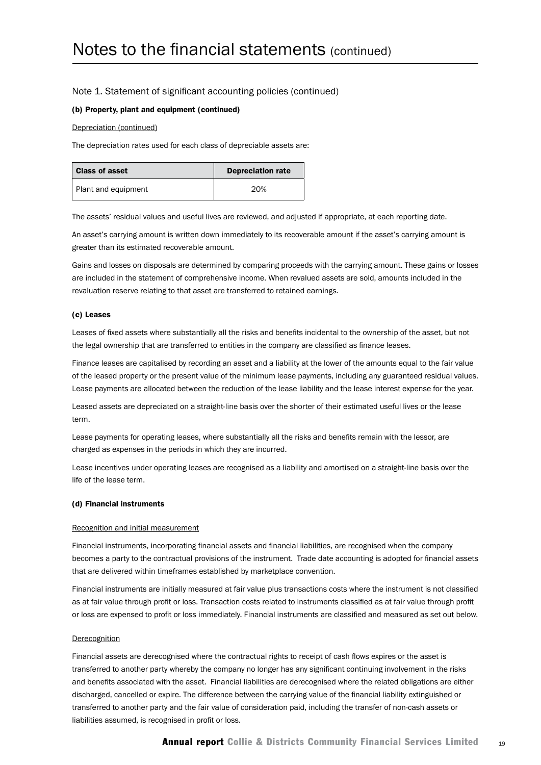# Notes to the financial statements (continued)

## Note 1. Statement of significant accounting policies (continued)

### (b) Property, plant and equipment (continued)

Depreciation (continued)

The depreciation rates used for each class of depreciable assets are:

| Class of asset | Depreciation rate |
| --- | --- |
| Plant and equipment | 20% |

The assets' residual values and useful lives are reviewed, and adjusted if appropriate, at each reporting date.

An asset's carrying amount is written down immediately to its recoverable amount if the asset's carrying amount is greater than its estimated recoverable amount.

Gains and losses on disposals are determined by comparing proceeds with the carrying amount. These gains or losses are included in the statement of comprehensive income. When revalued assets are sold, amounts included in the revaluation reserve relating to that asset are transferred to retained earnings.

### (c) Leases

Leases of fixed assets where substantially all the risks and benefits incidental to the ownership of the asset, but not the legal ownership that are transferred to entities in the company are classified as finance leases.

Finance leases are capitalised by recording an asset and a liability at the lower of the amounts equal to the fair value of the leased property or the present value of the minimum lease payments, including any guaranteed residual values. Lease payments are allocated between the reduction of the lease liability and the lease interest expense for the year.

Leased assets are depreciated on a straight-line basis over the shorter of their estimated useful lives or the lease term.

Lease payments for operating leases, where substantially all the risks and benefits remain with the lessor, are charged as expenses in the periods in which they are incurred.

Lease incentives under operating leases are recognised as a liability and amortised on a straight-line basis over the life of the lease term.

### (d) Financial instruments

Recognition and initial measurement

Financial instruments, incorporating financial assets and financial liabilities, are recognised when the company becomes a party to the contractual provisions of the instrument. Trade date accounting is adopted for financial assets that are delivered within timeframes established by marketplace convention.

Financial instruments are initially measured at fair value plus transactions costs where the instrument is not classified as at fair value through profit or loss. Transaction costs related to instruments classified as at fair value through profit or loss are expensed to profit or loss immediately. Financial instruments are classified and measured as set out below.

Derecognition

Financial assets are derecognised where the contractual rights to receipt of cash flows expires or the asset is transferred to another party whereby the company no longer has any significant continuing involvement in the risks and benefits associated with the asset. Financial liabilities are derecognised where the related obligations are either discharged, cancelled or expire. The difference between the carrying value of the financial liability extinguished or transferred to another party and the fair value of consideration paid, including the transfer of non-cash assets or liabilities assumed, is recognised in profit or loss.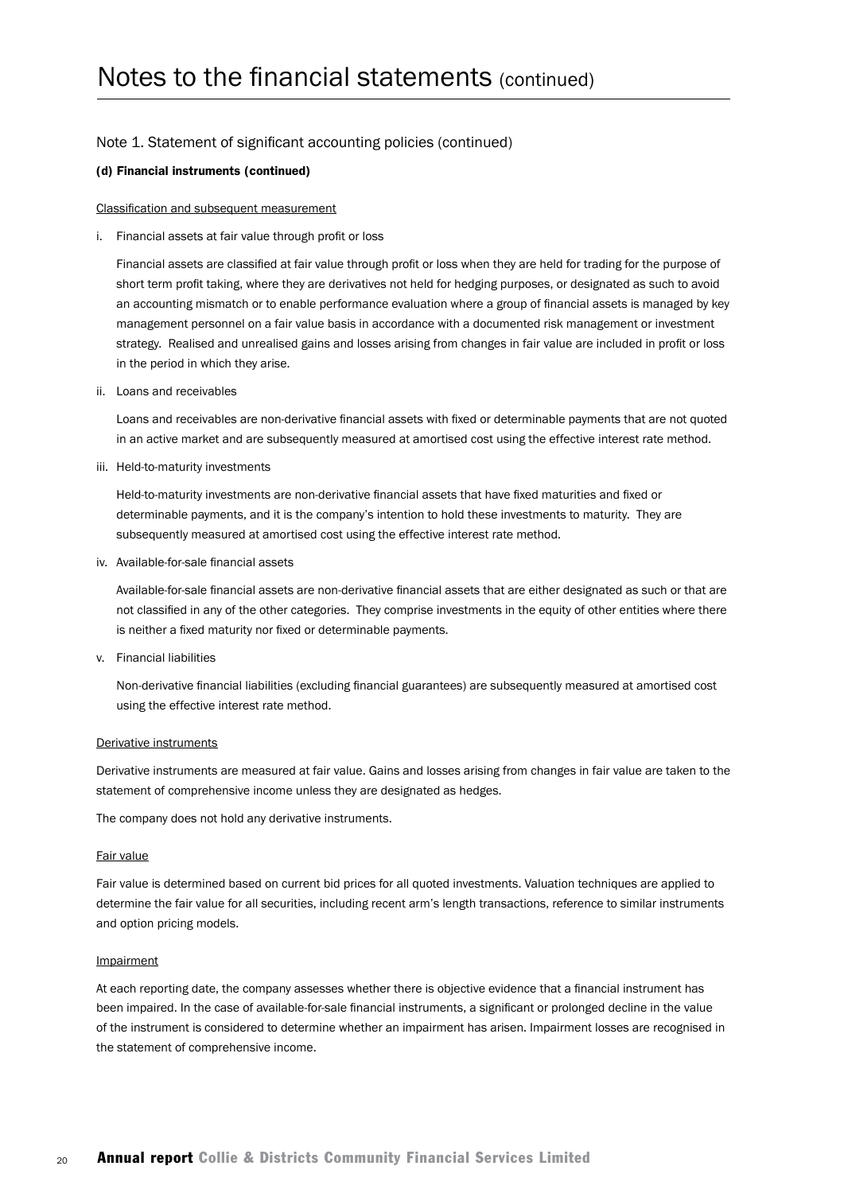# Notes to the financial statements (continued)

## Note 1. Statement of significant accounting policies (continued)

### (d) Financial instruments (continued)

Classification and subsequent measurement

i. Financial assets at fair value through profit or loss

   Financial assets are classified at fair value through profit or loss when they are held for trading for the purpose of short term profit taking, where they are derivatives not held for hedging purposes, or designated as such to avoid an accounting mismatch or to enable performance evaluation where a group of financial assets is managed by key management personnel on a fair value basis in accordance with a documented risk management or investment strategy. Realised and unrealised gains and losses arising from changes in fair value are included in profit or loss in the period in which they arise.

ii. Loans and receivables

   Loans and receivables are non-derivative financial assets with fixed or determinable payments that are not quoted in an active market and are subsequently measured at amortised cost using the effective interest rate method.

iii. Held-to-maturity investments

   Held-to-maturity investments are non-derivative financial assets that have fixed maturities and fixed or determinable payments, and it is the company's intention to hold these investments to maturity. They are subsequently measured at amortised cost using the effective interest rate method.

iv. Available-for-sale financial assets

   Available-for-sale financial assets are non-derivative financial assets that are either designated as such or that are not classified in any of the other categories. They comprise investments in the equity of other entities where there is neither a fixed maturity nor fixed or determinable payments.

v. Financial liabilities

   Non-derivative financial liabilities (excluding financial guarantees) are subsequently measured at amortised cost using the effective interest rate method.

Derivative instruments

Derivative instruments are measured at fair value. Gains and losses arising from changes in fair value are taken to the statement of comprehensive income unless they are designated as hedges.

The company does not hold any derivative instruments.

Fair value

Fair value is determined based on current bid prices for all quoted investments. Valuation techniques are applied to determine the fair value for all securities, including recent arm's length transactions, reference to similar instruments and option pricing models.

Impairment

At each reporting date, the company assesses whether there is objective evidence that a financial instrument has been impaired. In the case of available-for-sale financial instruments, a significant or prolonged decline in the value of the instrument is considered to determine whether an impairment has arisen. Impairment losses are recognised in the statement of comprehensive income.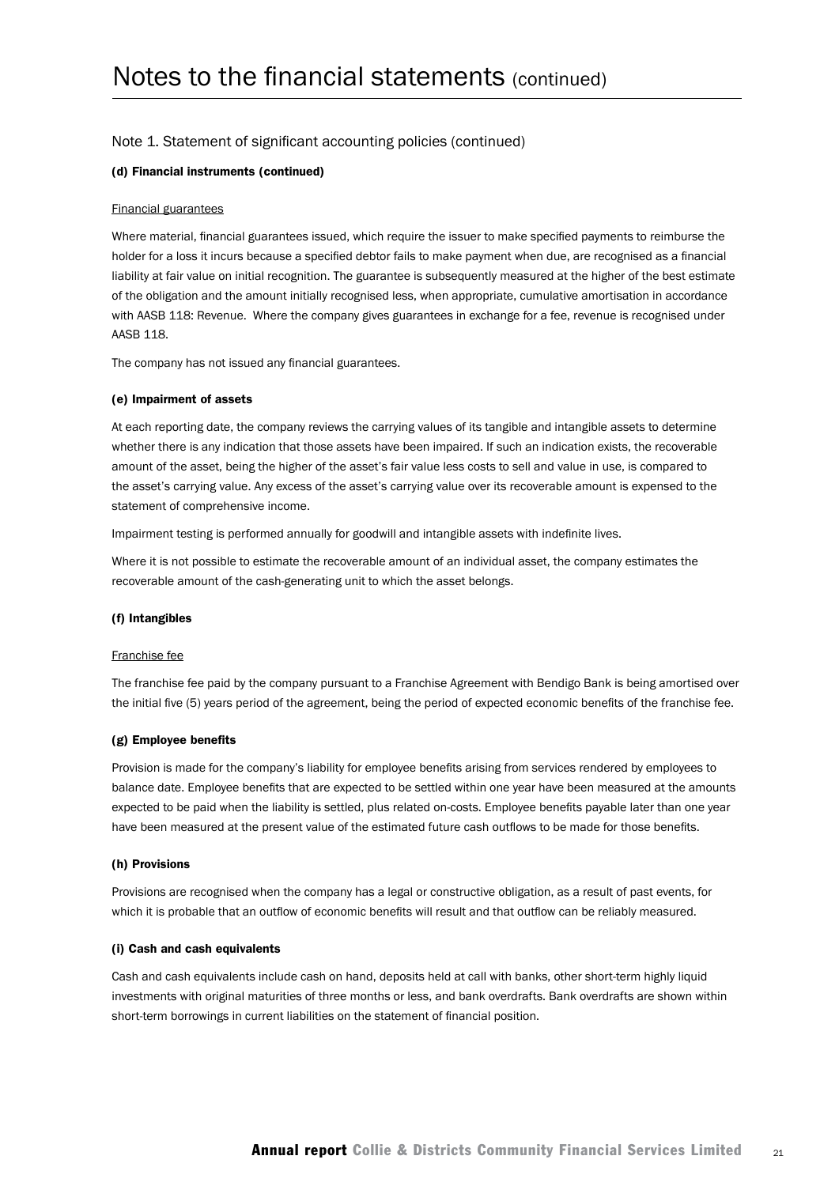# Notes to the financial statements (continued)

## Note 1. Statement of significant accounting policies (continued)

### (d) Financial instruments (continued)

Financial guarantees

Where material, financial guarantees issued, which require the issuer to make specified payments to reimburse the holder for a loss it incurs because a specified debtor fails to make payment when due, are recognised as a financial liability at fair value on initial recognition. The guarantee is subsequently measured at the higher of the best estimate of the obligation and the amount initially recognised less, when appropriate, cumulative amortisation in accordance with AASB 118: Revenue. Where the company gives guarantees in exchange for a fee, revenue is recognised under AASB 118.

The company has not issued any financial guarantees.

### (e) Impairment of assets

At each reporting date, the company reviews the carrying values of its tangible and intangible assets to determine whether there is any indication that those assets have been impaired. If such an indication exists, the recoverable amount of the asset, being the higher of the asset's fair value less costs to sell and value in use, is compared to the asset's carrying value. Any excess of the asset's carrying value over its recoverable amount is expensed to the statement of comprehensive income.

Impairment testing is performed annually for goodwill and intangible assets with indefinite lives.

Where it is not possible to estimate the recoverable amount of an individual asset, the company estimates the recoverable amount of the cash-generating unit to which the asset belongs.

### (f) Intangibles

Franchise fee

The franchise fee paid by the company pursuant to a Franchise Agreement with Bendigo Bank is being amortised over the initial five (5) years period of the agreement, being the period of expected economic benefits of the franchise fee.

### (g) Employee benefits

Provision is made for the company's liability for employee benefits arising from services rendered by employees to balance date. Employee benefits that are expected to be settled within one year have been measured at the amounts expected to be paid when the liability is settled, plus related on-costs. Employee benefits payable later than one year have been measured at the present value of the estimated future cash outflows to be made for those benefits.

### (h) Provisions

Provisions are recognised when the company has a legal or constructive obligation, as a result of past events, for which it is probable that an outflow of economic benefits will result and that outflow can be reliably measured.

### (i) Cash and cash equivalents

Cash and cash equivalents include cash on hand, deposits held at call with banks, other short-term highly liquid investments with original maturities of three months or less, and bank overdrafts. Bank overdrafts are shown within short-term borrowings in current liabilities on the statement of financial position.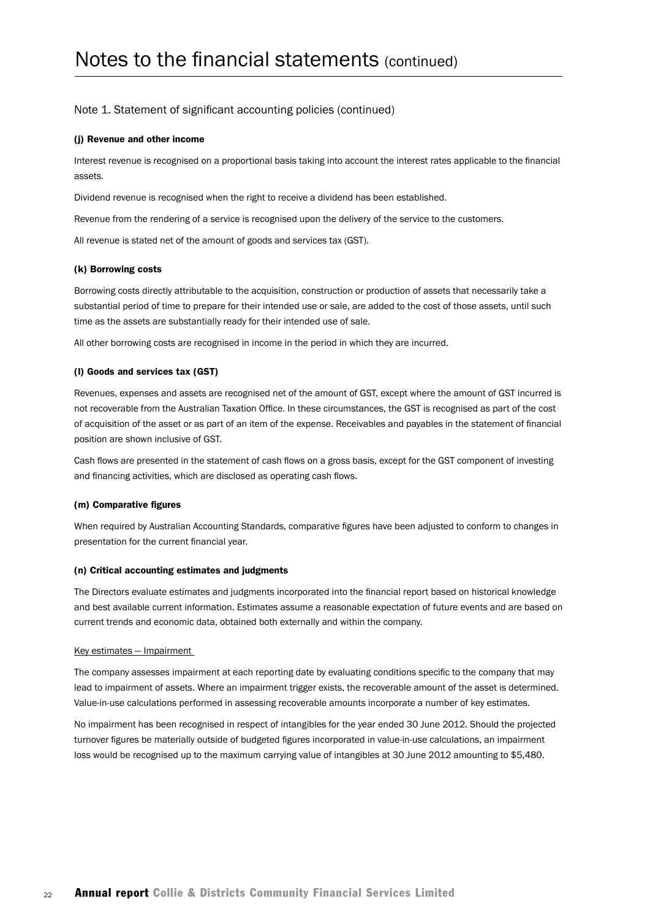# Notes to the financial statements (continued)

## Note 1. Statement of significant accounting policies (continued)

### (j) Revenue and other income

Interest revenue is recognised on a proportional basis taking into account the interest rates applicable to the financial assets.

Dividend revenue is recognised when the right to receive a dividend has been established.

Revenue from the rendering of a service is recognised upon the delivery of the service to the customers.

All revenue is stated net of the amount of goods and services tax (GST).

### (k) Borrowing costs

Borrowing costs directly attributable to the acquisition, construction or production of assets that necessarily take a substantial period of time to prepare for their intended use or sale, are added to the cost of those assets, until such time as the assets are substantially ready for their intended use of sale.

All other borrowing costs are recognised in income in the period in which they are incurred.

### (l) Goods and services tax (GST)

Revenues, expenses and assets are recognised net of the amount of GST, except where the amount of GST incurred is not recoverable from the Australian Taxation Office. In these circumstances, the GST is recognised as part of the cost of acquisition of the asset or as part of an item of the expense. Receivables and payables in the statement of financial position are shown inclusive of GST.

Cash flows are presented in the statement of cash flows on a gross basis, except for the GST component of investing and financing activities, which are disclosed as operating cash flows.

### (m) Comparative figures

When required by Australian Accounting Standards, comparative figures have been adjusted to conform to changes in presentation for the current financial year.

### (n) Critical accounting estimates and judgments

The Directors evaluate estimates and judgments incorporated into the financial report based on historical knowledge and best available current information. Estimates assume a reasonable expectation of future events and are based on current trends and economic data, obtained both externally and within the company.

Key estimates — Impairment

The company assesses impairment at each reporting date by evaluating conditions specific to the company that may lead to impairment of assets. Where an impairment trigger exists, the recoverable amount of the asset is determined. Value-in-use calculations performed in assessing recoverable amounts incorporate a number of key estimates.

No impairment has been recognised in respect of intangibles for the year ended 30 June 2012. Should the projected turnover figures be materially outside of budgeted figures incorporated in value-in-use calculations, an impairment loss would be recognised up to the maximum carrying value of intangibles at 30 June 2012 amounting to $5,480.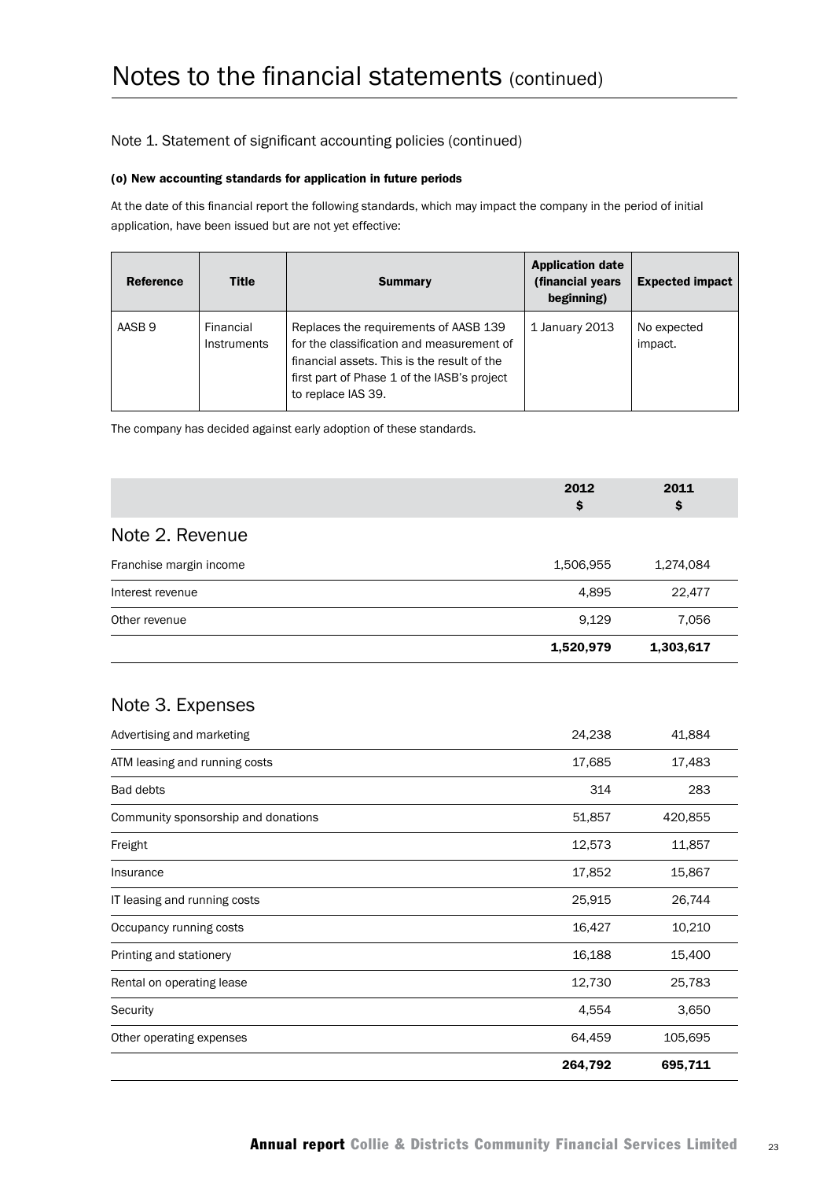# Notes to the financial statements (continued)

## Note 1. Statement of significant accounting policies (continued)

### (o) New accounting standards for application in future periods

At the date of this financial report the following standards, which may impact the company in the period of initial application, have been issued but are not yet effective:

| Reference | Title | Summary | Application date (financial years beginning) | Expected impact |
|---|---|---|---|---|
| AASB 9 | Financial Instruments | Replaces the requirements of AASB 139 for the classification and measurement of financial assets. This is the result of the first part of Phase 1 of the IASB's project to replace IAS 39. | 1 January 2013 | No expected impact. |

The company has decided against early adoption of these standards.

| | 2012 $ | 2011 $ |
|---|---|---|
| **Note 2. Revenue** | | |
| Franchise margin income | 1,506,955 | 1,274,084 |
| Interest revenue | 4,895 | 22,477 |
| Other revenue | 9,129 | 7,056 |
| | **1,520,979** | **1,303,617** |
| **Note 3. Expenses** | | |
| Advertising and marketing | 24,238 | 41,884 |
| ATM leasing and running costs | 17,685 | 17,483 |
| Bad debts | 314 | 283 |
| Community sponsorship and donations | 51,857 | 420,855 |
| Freight | 12,573 | 11,857 |
| Insurance | 17,852 | 15,867 |
| IT leasing and running costs | 25,915 | 26,744 |
| Occupancy running costs | 16,427 | 10,210 |
| Printing and stationery | 16,188 | 15,400 |
| Rental on operating lease | 12,730 | 25,783 |
| Security | 4,554 | 3,650 |
| Other operating expenses | 64,459 | 105,695 |
| | **264,792** | **695,711** |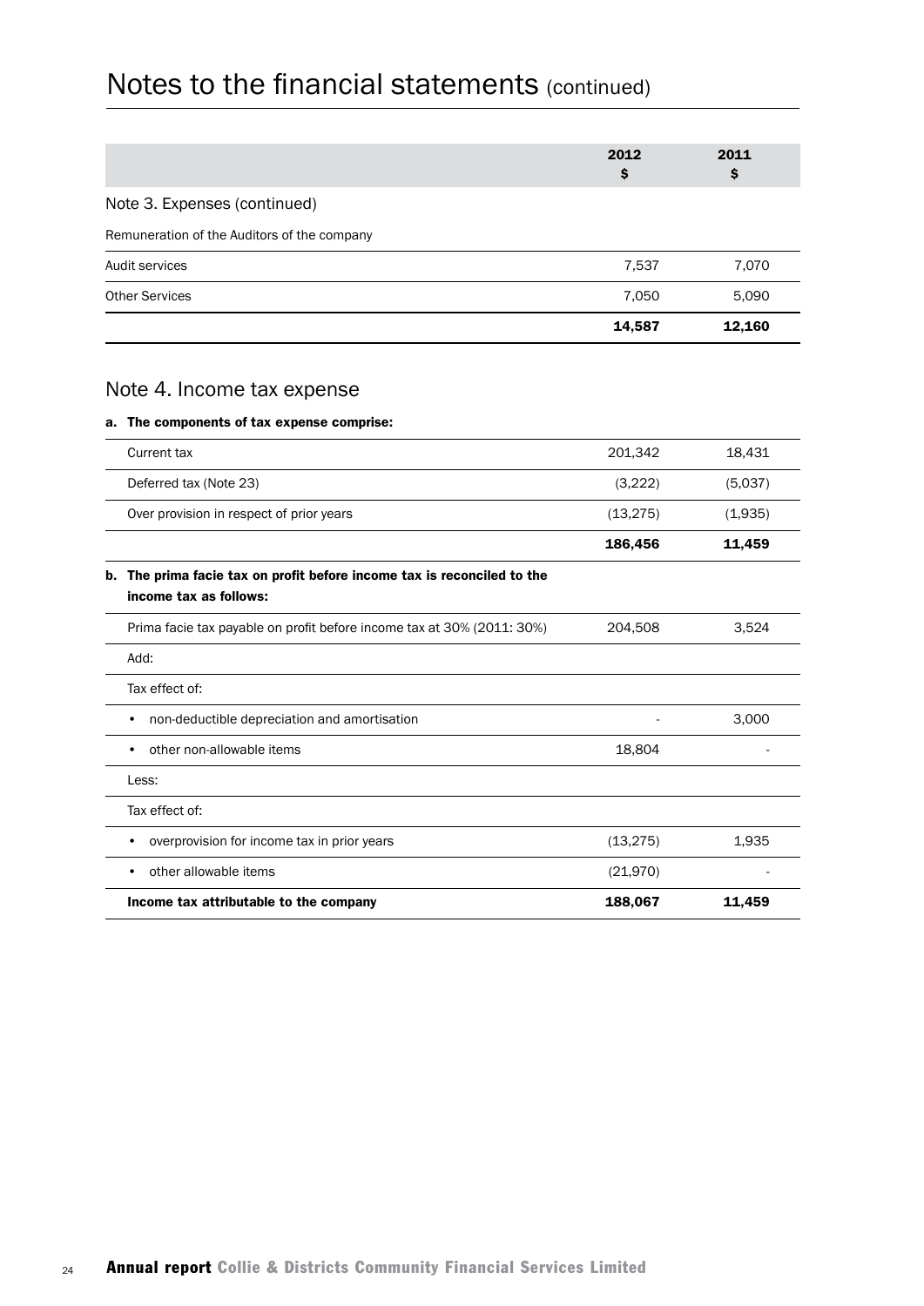# Notes to the financial statements (continued)

| | 2012 $ | 2011 $ |
|---|---|---|
| **Note 3. Expenses (continued)** | | |
| Remuneration of the Auditors of the company | | |
| Audit services | 7,537 | 7,070 |
| Other Services | 7,050 | 5,090 |
| | **14,587** | **12,160** |

## Note 4. Income tax expense

**a. The components of tax expense comprise:**

| | 2012 $ | 2011 $ |
|---|---|---|
| Current tax | 201,342 | 18,431 |
| Deferred tax (Note 23) | (3,222) | (5,037) |
| Over provision in respect of prior years | (13,275) | (1,935) |
| | **186,456** | **11,459** |

**b. The prima facie tax on profit before income tax is reconciled to the income tax as follows:**

| | 2012 $ | 2011 $ |
|---|---|---|
| Prima facie tax payable on profit before income tax at 30% (2011: 30%) | 204,508 | 3,524 |
| Add: | | |
| Tax effect of: | | |
| • non-deductible depreciation and amortisation | - | 3,000 |
| • other non-allowable items | 18,804 | - |
| Less: | | |
| Tax effect of: | | |
| • overprovision for income tax in prior years | (13,275) | 1,935 |
| • other allowable items | (21,970) | - |
| **Income tax attributable to the company** | **188,067** | **11,459** |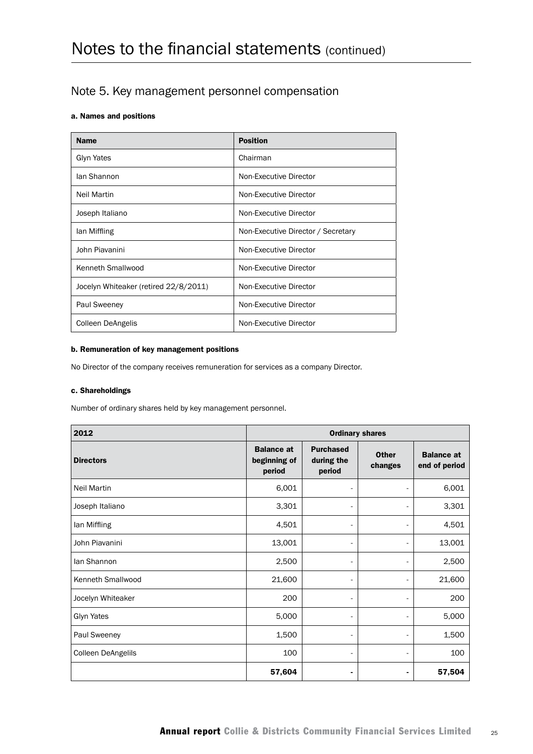# Notes to the financial statements (continued)

## Note 5. Key management personnel compensation

#### a. Names and positions

| Name | Position |
|---|---|
| Glyn Yates | Chairman |
| Ian Shannon | Non-Executive Director |
| Neil Martin | Non-Executive Director |
| Joseph Italiano | Non-Executive Director |
| Ian Miffling | Non-Executive Director / Secretary |
| John Piavanini | Non-Executive Director |
| Kenneth Smallwood | Non-Executive Director |
| Jocelyn Whiteaker (retired 22/8/2011) | Non-Executive Director |
| Paul Sweeney | Non-Executive Director |
| Colleen DeAngelis | Non-Executive Director |

#### b. Remuneration of key management positions

No Director of the company receives remuneration for services as a company Director.

#### c. Shareholdings

Number of ordinary shares held by key management personnel.

| 2012 | Ordinary shares | | | |
|---|---|---|---|---|
| **Directors** | **Balance at beginning of period** | **Purchased during the period** | **Other changes** | **Balance at end of period** |
| Neil Martin | 6,001 | - | - | 6,001 |
| Joseph Italiano | 3,301 | - | - | 3,301 |
| Ian Miffling | 4,501 | - | - | 4,501 |
| John Piavanini | 13,001 | - | - | 13,001 |
| Ian Shannon | 2,500 | - | - | 2,500 |
| Kenneth Smallwood | 21,600 | - | - | 21,600 |
| Jocelyn Whiteaker | 200 | - | - | 200 |
| Glyn Yates | 5,000 | - | - | 5,000 |
| Paul Sweeney | 1,500 | - | - | 1,500 |
| Colleen DeAngelils | 100 | - | - | 100 |
| | **57,604** | **-** | **-** | **57,504** |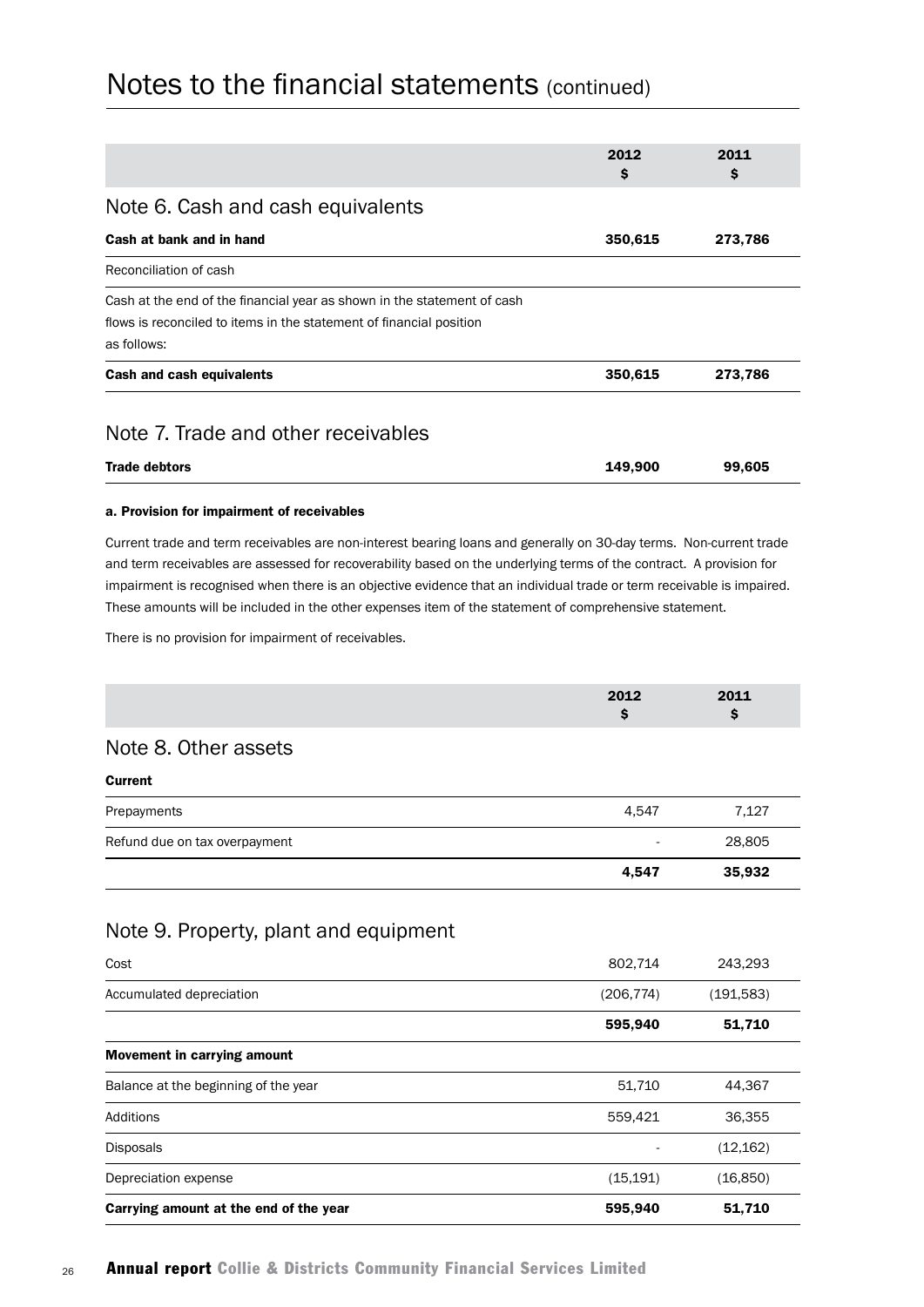# Notes to the financial statements (continued)

| | 2012 $ | 2011 $ |
|---|---|---|
| **Note 6. Cash and cash equivalents** | | |
| **Cash at bank and in hand** | **350,615** | **273,786** |
| Reconciliation of cash | | |
| Cash at the end of the financial year as shown in the statement of cash flows is reconciled to items in the statement of financial position as follows: | | |
| **Cash and cash equivalents** | **350,615** | **273,786** |

## Note 7. Trade and other receivables

| | 2012 $ | 2011 $ |
|---|---|---|
| **Trade debtors** | **149,900** | **99,605** |

**a. Provision for impairment of receivables**

Current trade and term receivables are non-interest bearing loans and generally on 30-day terms. Non-current trade and term receivables are assessed for recoverability based on the underlying terms of the contract. A provision for impairment is recognised when there is an objective evidence that an individual trade or term receivable is impaired. These amounts will be included in the other expenses item of the statement of comprehensive statement.

There is no provision for impairment of receivables.

| | 2012 $ | 2011 $ |
|---|---|---|
| **Note 8. Other assets** | | |
| **Current** | | |
| Prepayments | 4,547 | 7,127 |
| Refund due on tax overpayment | - | 28,805 |
| | **4,547** | **35,932** |

## Note 9. Property, plant and equipment

| | 2012 $ | 2011 $ |
|---|---|---|
| Cost | 802,714 | 243,293 |
| Accumulated depreciation | (206,774) | (191,583) |
| | **595,940** | **51,710** |
| **Movement in carrying amount** | | |
| Balance at the beginning of the year | 51,710 | 44,367 |
| Additions | 559,421 | 36,355 |
| Disposals | - | (12,162) |
| Depreciation expense | (15,191) | (16,850) |
| **Carrying amount at the end of the year** | **595,940** | **51,710** |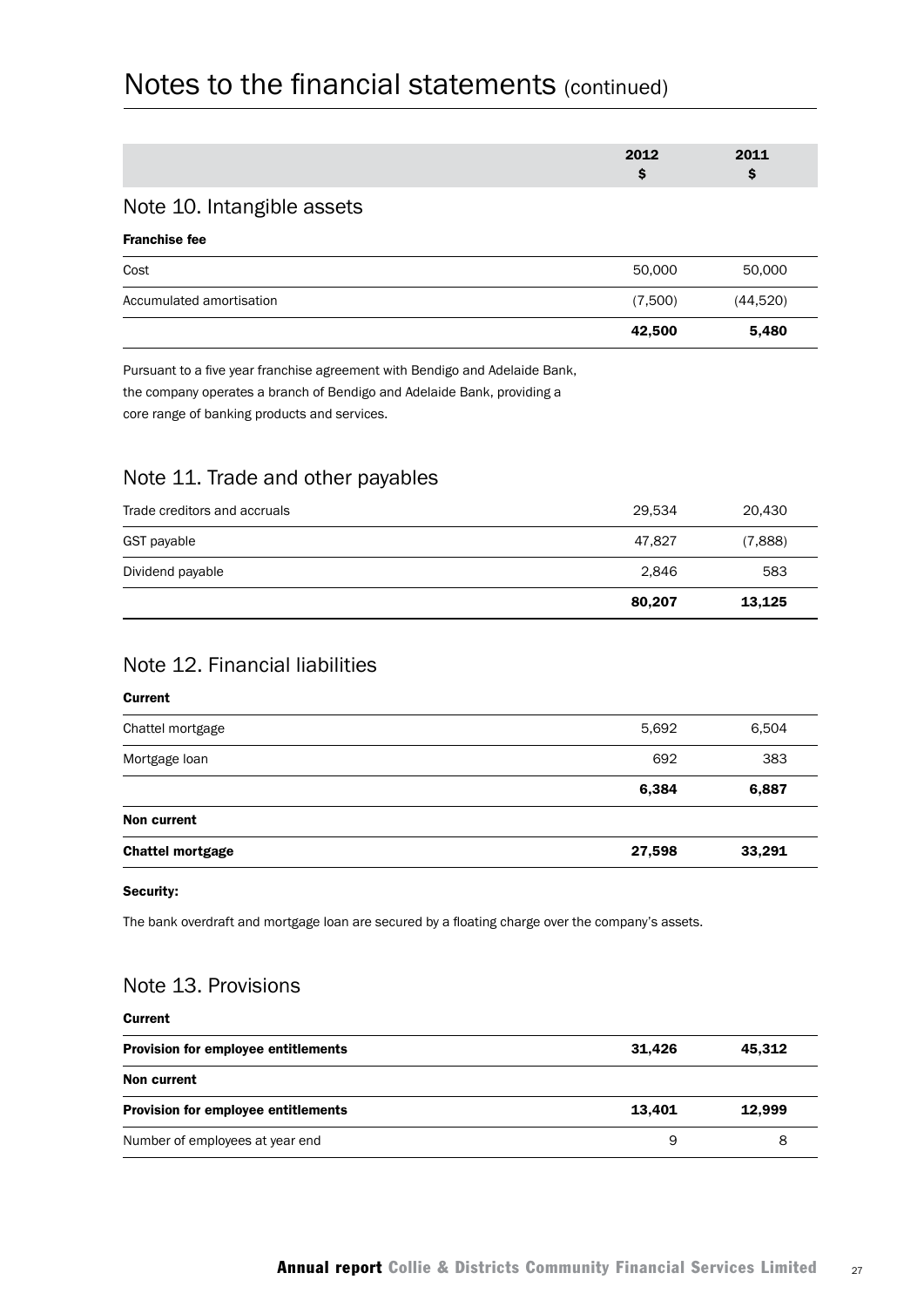# Notes to the financial statements (continued)

| | 2012 $ | 2011 $ |
|---|---|---|

## Note 10. Intangible assets

**Franchise fee**

| | 2012 $ | 2011 $ |
|---|---|---|
| Cost | 50,000 | 50,000 |
| Accumulated amortisation | (7,500) | (44,520) |
| | **42,500** | **5,480** |

Pursuant to a five year franchise agreement with Bendigo and Adelaide Bank, the company operates a branch of Bendigo and Adelaide Bank, providing a core range of banking products and services.

## Note 11. Trade and other payables

| | 2012 $ | 2011 $ |
|---|---|---|
| Trade creditors and accruals | 29,534 | 20,430 |
| GST payable | 47,827 | (7,888) |
| Dividend payable | 2,846 | 583 |
| | **80,207** | **13,125** |

## Note 12. Financial liabilities

| | 2012 $ | 2011 $ |
|---|---|---|
| **Current** | | |
| Chattel mortgage | 5,692 | 6,504 |
| Mortgage loan | 692 | 383 |
| | **6,384** | **6,887** |
| **Non current** | | |
| **Chattel mortgage** | **27,598** | **33,291** |

**Security:**

The bank overdraft and mortgage loan are secured by a floating charge over the company's assets.

## Note 13. Provisions

| | 2012 $ | 2011 $ |
|---|---|---|
| **Current** | | |
| **Provision for employee entitlements** | **31,426** | **45,312** |
| **Non current** | | |
| **Provision for employee entitlements** | **13,401** | **12,999** |
| Number of employees at year end | 9 | 8 |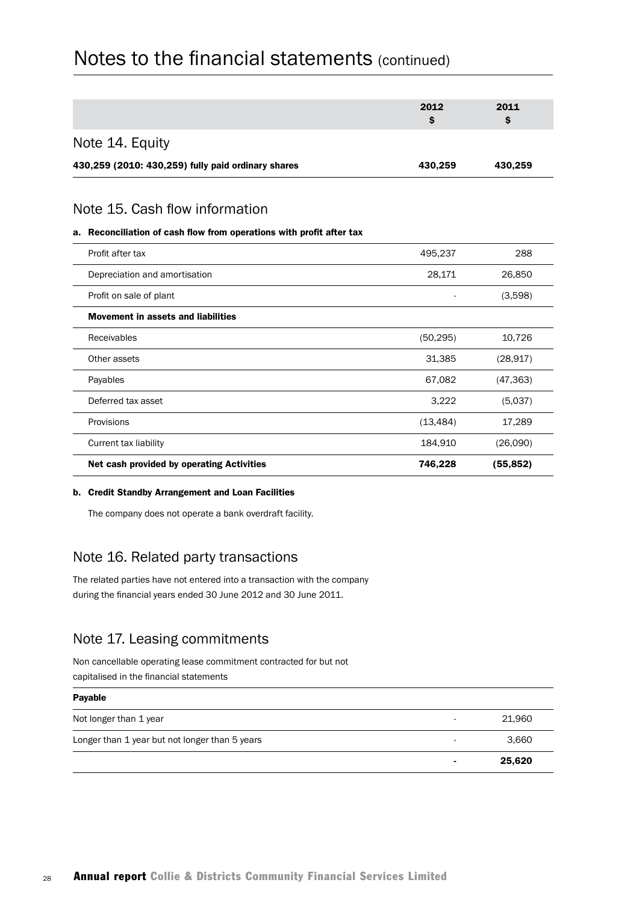# Notes to the financial statements (continued)

| | 2012 $ | 2011 $ |
|---|---|---|
| **Note 14. Equity** | | |
| **430,259 (2010: 430,259) fully paid ordinary shares** | **430,259** | **430,259** |

## Note 15. Cash flow information

**a. Reconciliation of cash flow from operations with profit after tax**

| | 2012 $ | 2011 $ |
|---|---|---|
| Profit after tax | 495,237 | 288 |
| Depreciation and amortisation | 28,171 | 26,850 |
| Profit on sale of plant | - | (3,598) |
| **Movement in assets and liabilities** | | |
| Receivables | (50,295) | 10,726 |
| Other assets | 31,385 | (28,917) |
| Payables | 67,082 | (47,363) |
| Deferred tax asset | 3,222 | (5,037) |
| Provisions | (13,484) | 17,289 |
| Current tax liability | 184,910 | (26,090) |
| **Net cash provided by operating Activities** | **746,228** | **(55,852)** |

**b. Credit Standby Arrangement and Loan Facilities**

The company does not operate a bank overdraft facility.

## Note 16. Related party transactions

The related parties have not entered into a transaction with the company during the financial years ended 30 June 2012 and 30 June 2011.

## Note 17. Leasing commitments

Non cancellable operating lease commitment contracted for but not capitalised in the financial statements

| | 2012 $ | 2011 $ |
|---|---|---|
| **Payable** | | |
| Not longer than 1 year | - | 21,960 |
| Longer than 1 year but not longer than 5 years | - | 3,660 |
| | **-** | **25,620** |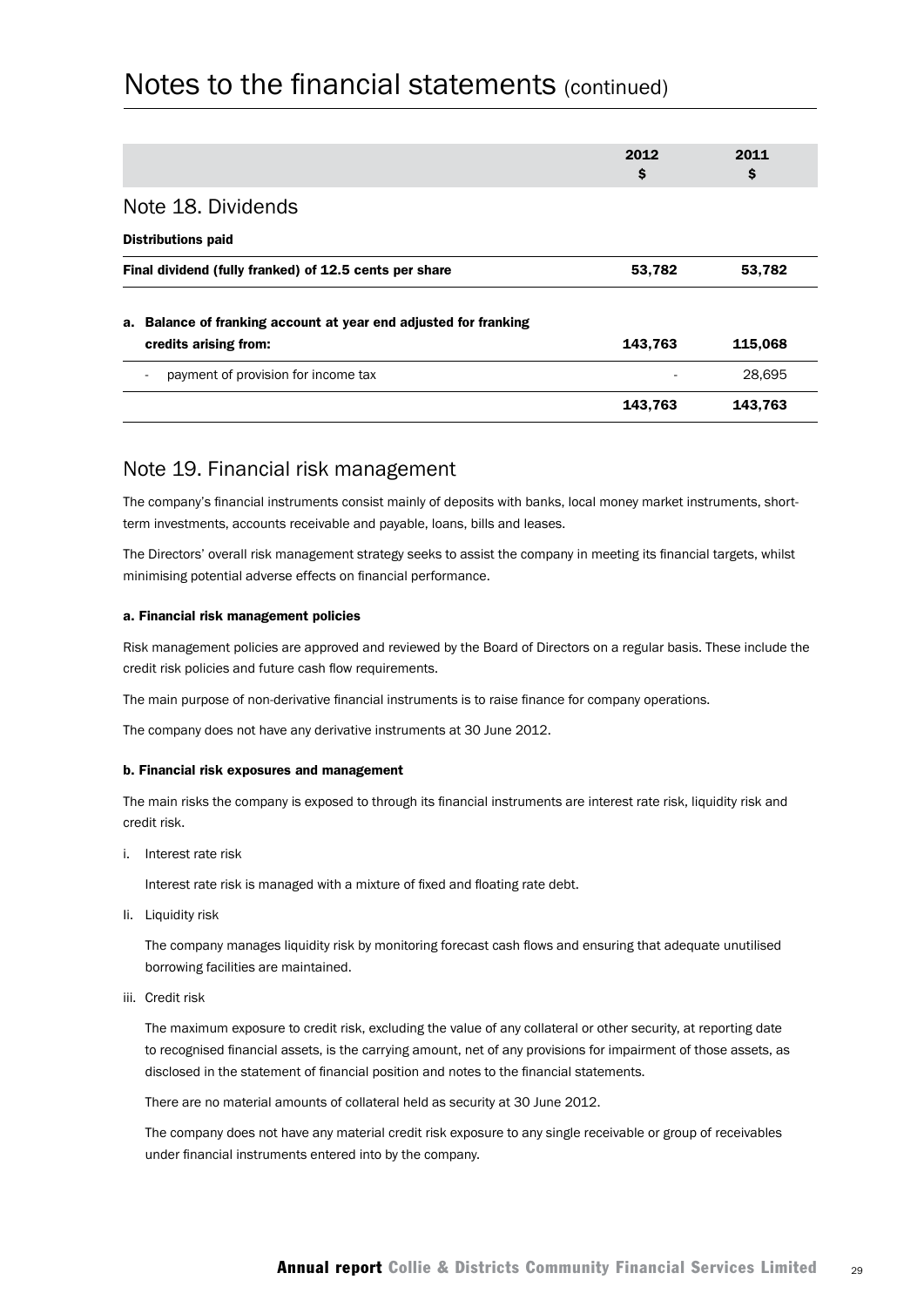# Notes to the financial statements (continued)

| | 2012 $ | 2011 $ |
|---|---|---|
| **Note 18. Dividends** | | |
| **Distributions paid** | | |
| **Final dividend (fully franked) of 12.5 cents per share** | **53,782** | **53,782** |
| **a. Balance of franking account at year end adjusted for franking credits arising from:** | **143,763** | **115,068** |
| - payment of provision for income tax | - | 28,695 |
| | **143,763** | **143,763** |

## Note 19. Financial risk management

The company's financial instruments consist mainly of deposits with banks, local money market instruments, short-term investments, accounts receivable and payable, loans, bills and leases.

The Directors' overall risk management strategy seeks to assist the company in meeting its financial targets, whilst minimising potential adverse effects on financial performance.

#### a. Financial risk management policies

Risk management policies are approved and reviewed by the Board of Directors on a regular basis. These include the credit risk policies and future cash flow requirements.

The main purpose of non-derivative financial instruments is to raise finance for company operations.

The company does not have any derivative instruments at 30 June 2012.

#### b. Financial risk exposures and management

The main risks the company is exposed to through its financial instruments are interest rate risk, liquidity risk and credit risk.

i. Interest rate risk

   Interest rate risk is managed with a mixture of fixed and floating rate debt.

Ii. Liquidity risk

   The company manages liquidity risk by monitoring forecast cash flows and ensuring that adequate unutilised borrowing facilities are maintained.

iii. Credit risk

   The maximum exposure to credit risk, excluding the value of any collateral or other security, at reporting date to recognised financial assets, is the carrying amount, net of any provisions for impairment of those assets, as disclosed in the statement of financial position and notes to the financial statements.

   There are no material amounts of collateral held as security at 30 June 2012.

   The company does not have any material credit risk exposure to any single receivable or group of receivables under financial instruments entered into by the company.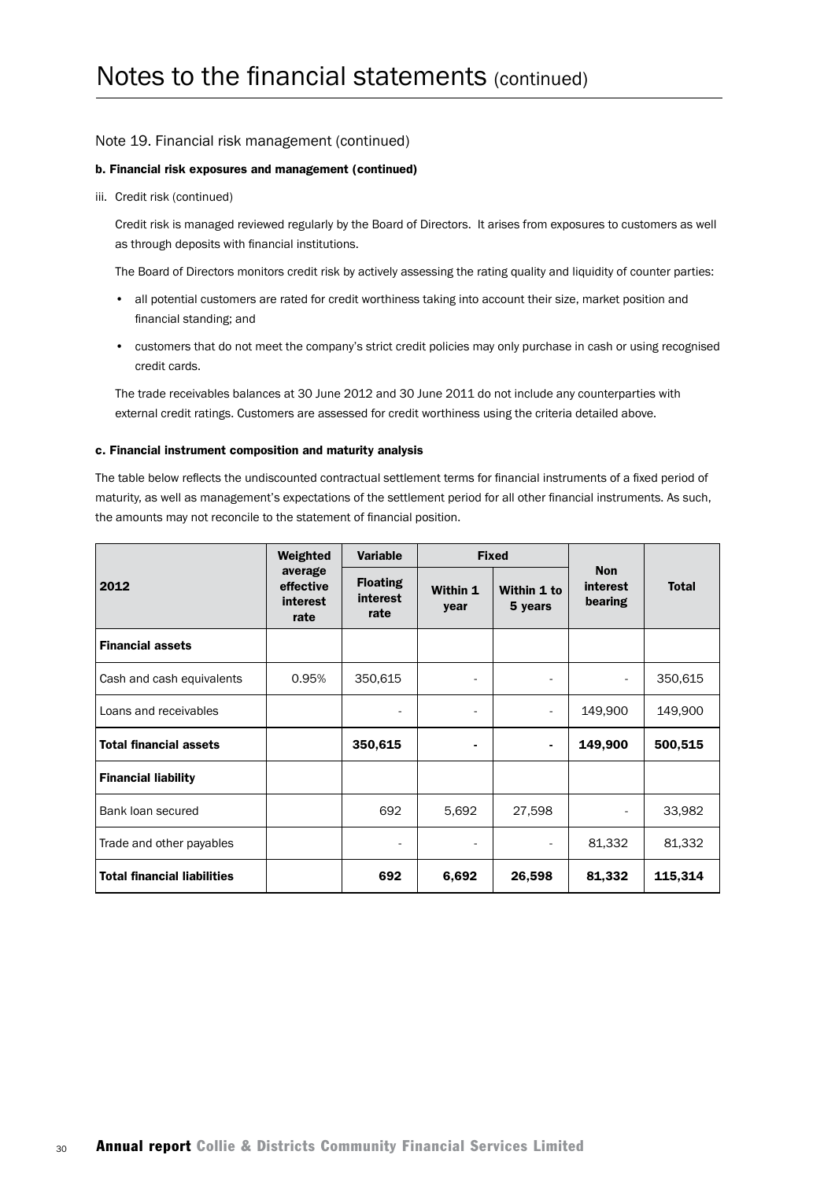# Notes to the financial statements (continued)

## Note 19. Financial risk management (continued)

### b. Financial risk exposures and management (continued)

iii. Credit risk (continued)

Credit risk is managed reviewed regularly by the Board of Directors. It arises from exposures to customers as well as through deposits with financial institutions.

The Board of Directors monitors credit risk by actively assessing the rating quality and liquidity of counter parties:

- all potential customers are rated for credit worthiness taking into account their size, market position and financial standing; and
- customers that do not meet the company's strict credit policies may only purchase in cash or using recognised credit cards.

The trade receivables balances at 30 June 2012 and 30 June 2011 do not include any counterparties with external credit ratings. Customers are assessed for credit worthiness using the criteria detailed above.

### c. Financial instrument composition and maturity analysis

The table below reflects the undiscounted contractual settlement terms for financial instruments of a fixed period of maturity, as well as management's expectations of the settlement period for all other financial instruments. As such, the amounts may not reconcile to the statement of financial position.

| 2012 | Weighted average effective interest rate | Variable | Fixed | | Non interest bearing | Total |
|---|---|---|---|---|---|---|
| | | Floating interest rate | Within 1 year | Within 1 to 5 years | | |
| **Financial assets** | | | | | | |
| Cash and cash equivalents | 0.95% | 350,615 | - | - | - | 350,615 |
| Loans and receivables | | - | - | - | 149,900 | 149,900 |
| **Total financial assets** | | **350,615** | **-** | **-** | **149,900** | **500,515** |
| **Financial liability** | | | | | | |
| Bank loan secured | | 692 | 5,692 | 27,598 | - | 33,982 |
| Trade and other payables | | - | - | - | 81,332 | 81,332 |
| **Total financial liabilities** | | **692** | **6,692** | **26,598** | **81,332** | **115,314** |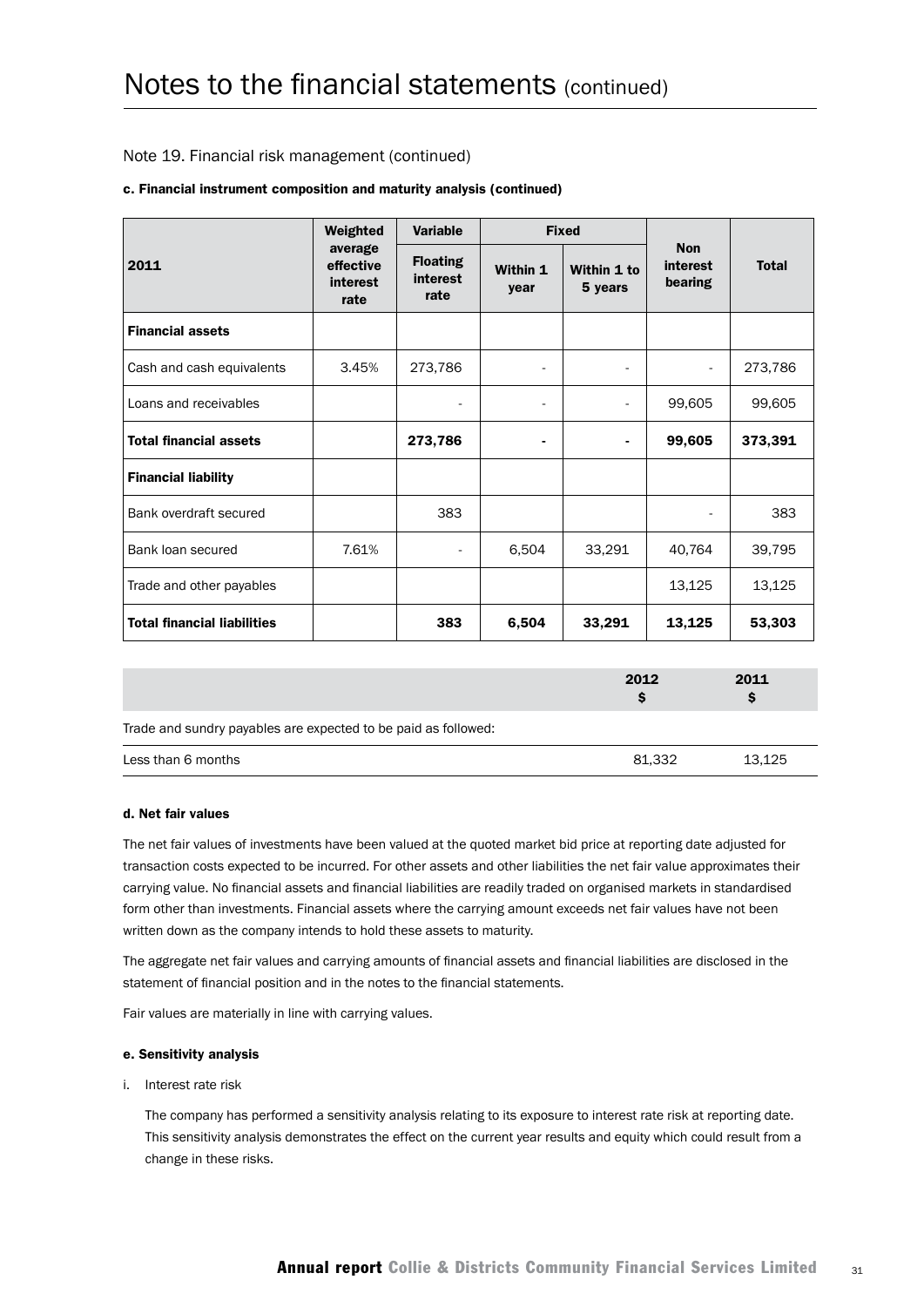# Notes to the financial statements (continued)

## Note 19. Financial risk management (continued)

### c. Financial instrument composition and maturity analysis (continued)

| 2011 | Weighted average effective interest rate | Variable | Fixed | | Non interest bearing | Total |
|---|---|---|---|---|---|---|
| | | Floating interest rate | Within 1 year | Within 1 to 5 years | | |
| **Financial assets** | | | | | | |
| Cash and cash equivalents | 3.45% | 273,786 | - | - | - | 273,786 |
| Loans and receivables | | - | - | - | 99,605 | 99,605 |
| **Total financial assets** | | **273,786** | **-** | **-** | **99,605** | **373,391** |
| **Financial liability** | | | | | | |
| Bank overdraft secured | | 383 | | | - | 383 |
| Bank loan secured | 7.61% | - | 6,504 | 33,291 | 40,764 | 39,795 |
| Trade and other payables | | | | | 13,125 | 13,125 |
| **Total financial liabilities** | | **383** | **6,504** | **33,291** | **13,125** | **53,303** |

| | 2012 $ | 2011 $ |
|---|---|---|
| Trade and sundry payables are expected to be paid as followed: | | |
| Less than 6 months | 81,332 | 13,125 |

### d. Net fair values

The net fair values of investments have been valued at the quoted market bid price at reporting date adjusted for transaction costs expected to be incurred. For other assets and other liabilities the net fair value approximates their carrying value. No financial assets and financial liabilities are readily traded on organised markets in standardised form other than investments. Financial assets where the carrying amount exceeds net fair values have not been written down as the company intends to hold these assets to maturity.

The aggregate net fair values and carrying amounts of financial assets and financial liabilities are disclosed in the statement of financial position and in the notes to the financial statements.

Fair values are materially in line with carrying values.

### e. Sensitivity analysis

i. Interest rate risk

The company has performed a sensitivity analysis relating to its exposure to interest rate risk at reporting date. This sensitivity analysis demonstrates the effect on the current year results and equity which could result from a change in these risks.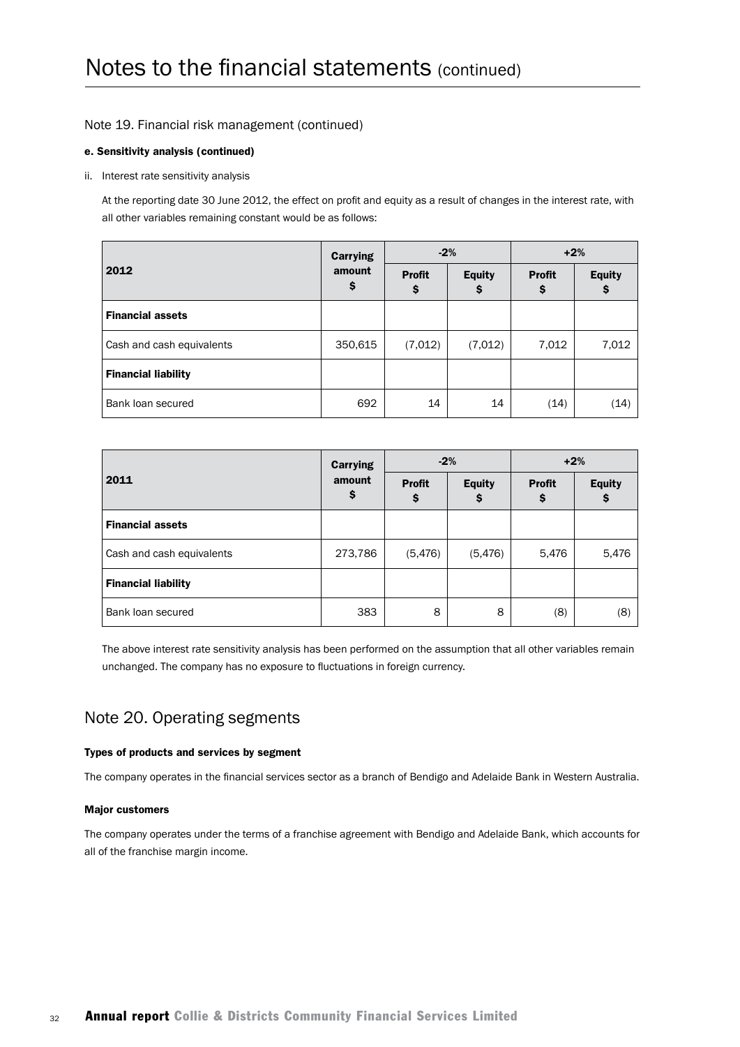# Notes to the financial statements (continued)

## Note 19. Financial risk management (continued)

**e. Sensitivity analysis (continued)**

ii. Interest rate sensitivity analysis

At the reporting date 30 June 2012, the effect on profit and equity as a result of changes in the interest rate, with all other variables remaining constant would be as follows:

| 2012 | Carrying amount $ | -2% | | +2% | |
|---|---|---|---|---|---|
| | | Profit $ | Equity $ | Profit $ | Equity $ |
| **Financial assets** | | | | | |
| Cash and cash equivalents | 350,615 | (7,012) | (7,012) | 7,012 | 7,012 |
| **Financial liability** | | | | | |
| Bank loan secured | 692 | 14 | 14 | (14) | (14) |

| 2011 | Carrying amount $ | -2% | | +2% | |
|---|---|---|---|---|---|
| | | Profit $ | Equity $ | Profit $ | Equity $ |
| **Financial assets** | | | | | |
| Cash and cash equivalents | 273,786 | (5,476) | (5,476) | 5,476 | 5,476 |
| **Financial liability** | | | | | |
| Bank loan secured | 383 | 8 | 8 | (8) | (8) |

The above interest rate sensitivity analysis has been performed on the assumption that all other variables remain unchanged. The company has no exposure to fluctuations in foreign currency.

## Note 20. Operating segments

**Types of products and services by segment**

The company operates in the financial services sector as a branch of Bendigo and Adelaide Bank in Western Australia.

**Major customers**

The company operates under the terms of a franchise agreement with Bendigo and Adelaide Bank, which accounts for all of the franchise margin income.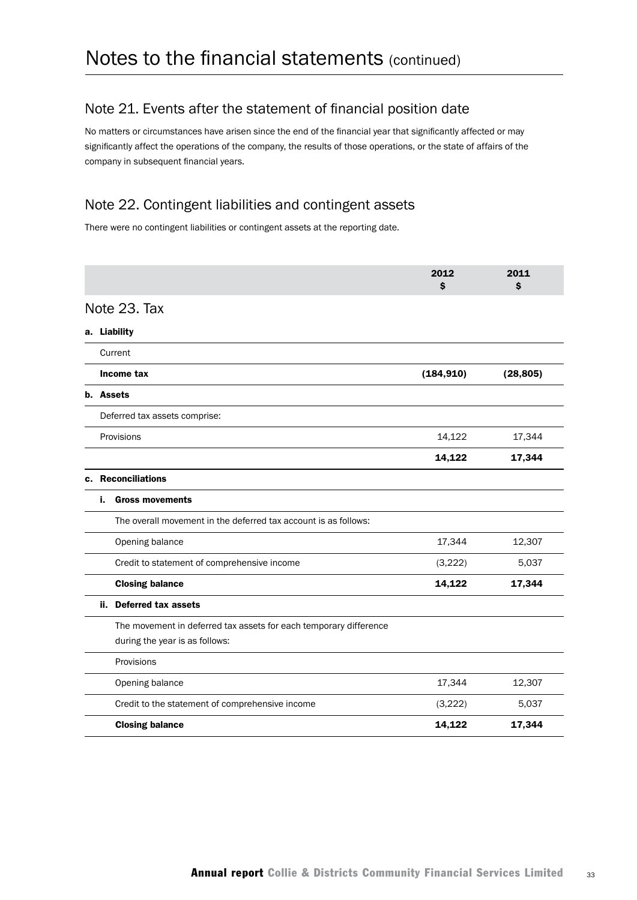# Notes to the financial statements (continued)

## Note 21. Events after the statement of financial position date

No matters or circumstances have arisen since the end of the financial year that significantly affected or may significantly affect the operations of the company, the results of those operations, or the state of affairs of the company in subsequent financial years.

## Note 22. Contingent liabilities and contingent assets

There were no contingent liabilities or contingent assets at the reporting date.

## Note 23. Tax

| | 2012 $ | 2011 $ |
|---|---|---|
| **a. Liability** | | |
| Current | | |
| **Income tax** | **(184,910)** | **(28,805)** |
| **b. Assets** | | |
| Deferred tax assets comprise: | | |
| Provisions | 14,122 | 17,344 |
| | **14,122** | **17,344** |
| **c. Reconciliations** | | |
| **i. Gross movements** | | |
| The overall movement in the deferred tax account is as follows: | | |
| Opening balance | 17,344 | 12,307 |
| Credit to statement of comprehensive income | (3,222) | 5,037 |
| **Closing balance** | **14,122** | **17,344** |
| **ii. Deferred tax assets** | | |
| The movement in deferred tax assets for each temporary difference during the year is as follows: | | |
| Provisions | | |
| Opening balance | 17,344 | 12,307 |
| Credit to the statement of comprehensive income | (3,222) | 5,037 |
| **Closing balance** | **14,122** | **17,344** |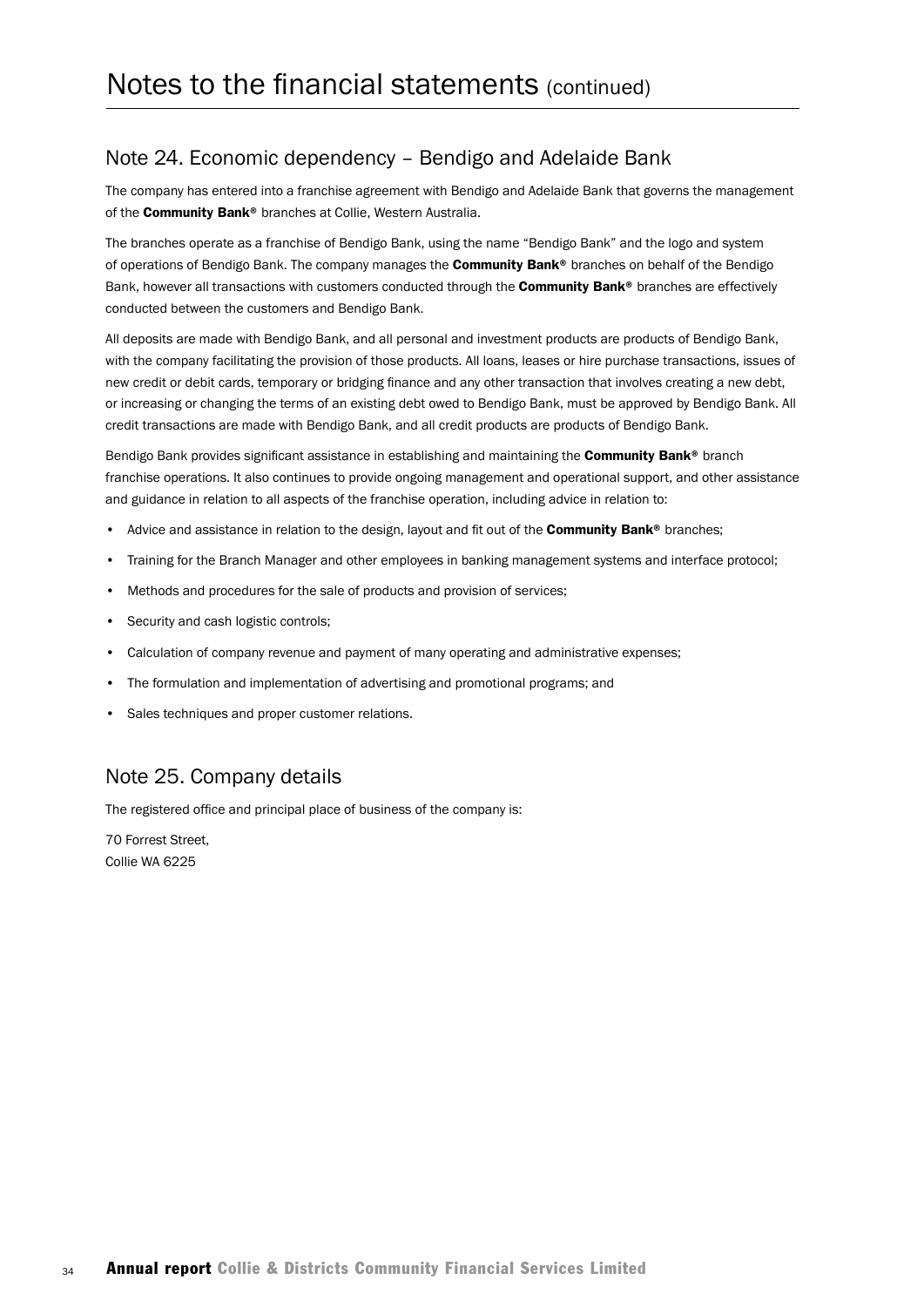# Notes to the financial statements (continued)

## Note 24. Economic dependency – Bendigo and Adelaide Bank

The company has entered into a franchise agreement with Bendigo and Adelaide Bank that governs the management of the **Community Bank®** branches at Collie, Western Australia.

The branches operate as a franchise of Bendigo Bank, using the name "Bendigo Bank" and the logo and system of operations of Bendigo Bank. The company manages the **Community Bank®** branches on behalf of the Bendigo Bank, however all transactions with customers conducted through the **Community Bank®** branches are effectively conducted between the customers and Bendigo Bank.

All deposits are made with Bendigo Bank, and all personal and investment products are products of Bendigo Bank, with the company facilitating the provision of those products. All loans, leases or hire purchase transactions, issues of new credit or debit cards, temporary or bridging finance and any other transaction that involves creating a new debt, or increasing or changing the terms of an existing debt owed to Bendigo Bank, must be approved by Bendigo Bank. All credit transactions are made with Bendigo Bank, and all credit products are products of Bendigo Bank.

Bendigo Bank provides significant assistance in establishing and maintaining the **Community Bank®** branch franchise operations. It also continues to provide ongoing management and operational support, and other assistance and guidance in relation to all aspects of the franchise operation, including advice in relation to:

- Advice and assistance in relation to the design, layout and fit out of the **Community Bank®** branches;
- Training for the Branch Manager and other employees in banking management systems and interface protocol;
- Methods and procedures for the sale of products and provision of services;
- Security and cash logistic controls;
- Calculation of company revenue and payment of many operating and administrative expenses;
- The formulation and implementation of advertising and promotional programs; and
- Sales techniques and proper customer relations.

## Note 25. Company details

The registered office and principal place of business of the company is:

70 Forrest Street,
Collie WA 6225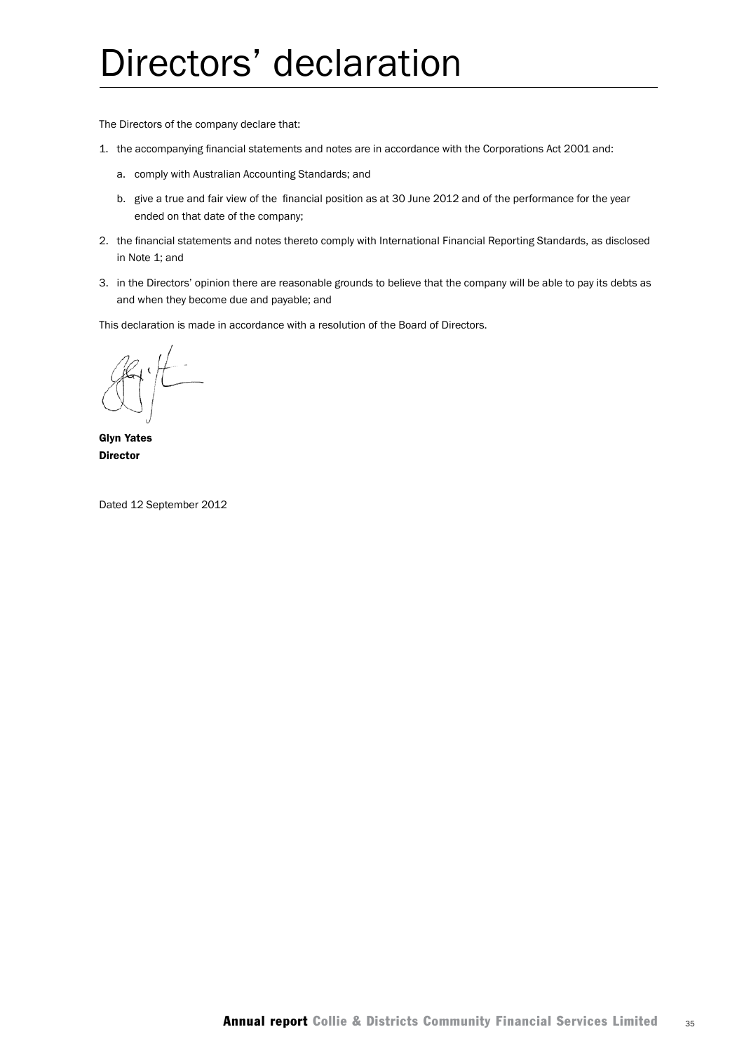# Directors' declaration

The Directors of the company declare that:

1. the accompanying financial statements and notes are in accordance with the Corporations Act 2001 and:
   a. comply with Australian Accounting Standards; and
   b. give a true and fair view of the financial position as at 30 June 2012 and of the performance for the year ended on that date of the company;
2. the financial statements and notes thereto comply with International Financial Reporting Standards, as disclosed in Note 1; and
3. in the Directors' opinion there are reasonable grounds to believe that the company will be able to pay its debts as and when they become due and payable; and

This declaration is made in accordance with a resolution of the Board of Directors.

**Glyn Yates**
**Director**

Dated 12 September 2012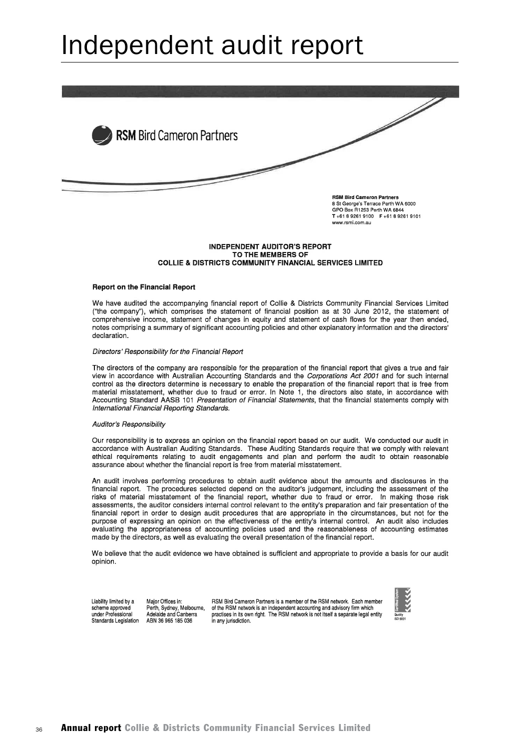# Independent audit report

**RSM** Bird Cameron Partners

**RSM Bird Cameron Partners**
8 St George's Terrace Perth WA 6000
GPO Box R1253 Perth WA 6844
T +61 8 9261 9100 F +61 8 9261 9101
www.rsmi.com.au

**INDEPENDENT AUDITOR'S REPORT**
**TO THE MEMBERS OF**
**COLLIE & DISTRICTS COMMUNITY FINANCIAL SERVICES LIMITED**

### Report on the Financial Report

We have audited the accompanying financial report of Collie & Districts Community Financial Services Limited ("the company"), which comprises the statement of financial position as at 30 June 2012, the statement of comprehensive income, statement of changes in equity and statement of cash flows for the year then ended, notes comprising a summary of significant accounting policies and other explanatory information and the directors' declaration.

*Directors' Responsibility for the Financial Report*

The directors of the company are responsible for the preparation of the financial report that gives a true and fair view in accordance with Australian Accounting Standards and the *Corporations Act 2001* and for such internal control as the directors determine is necessary to enable the preparation of the financial report that is free from material misstatement, whether due to fraud or error. In Note 1, the directors also state, in accordance with Accounting Standard AASB 101 *Presentation of Financial Statements*, that the financial statements comply with *International Financial Reporting Standards*.

*Auditor's Responsibility*

Our responsibility is to express an opinion on the financial report based on our audit. We conducted our audit in accordance with Australian Auditing Standards. These Auditing Standards require that we comply with relevant ethical requirements relating to audit engagements and plan and perform the audit to obtain reasonable assurance about whether the financial report is free from material misstatement.

An audit involves performing procedures to obtain audit evidence about the amounts and disclosures in the financial report. The procedures selected depend on the auditor's judgement, including the assessment of the risks of material misstatement of the financial report, whether due to fraud or error. In making those risk assessments, the auditor considers internal control relevant to the entity's preparation and fair presentation of the financial report in order to design audit procedures that are appropriate in the circumstances, but not for the purpose of expressing an opinion on the effectiveness of the entity's internal control. An audit also includes evaluating the appropriateness of accounting policies used and the reasonableness of accounting estimates made by the directors, as well as evaluating the overall presentation of the financial report.

We believe that the audit evidence we have obtained is sufficient and appropriate to provide a basis for our audit opinion.

Liability limited by a scheme approved under Professional Standards Legislation

Major Offices in: Perth, Sydney, Melbourne, Adelaide and Canberra ABN 36 965 185 036

RSM Bird Cameron Partners is a member of the RSM network. Each member of the RSM network is an independent accounting and advisory firm which practises in its own right. The RSM network is not itself a separate legal entity in any jurisdiction.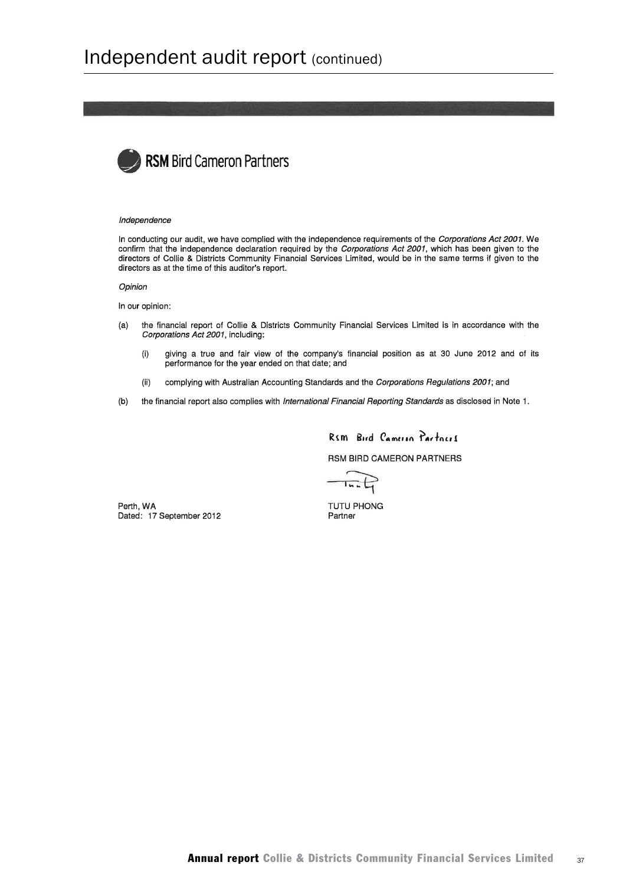# Independent audit report (continued)

**RSM** Bird Cameron Partners

*Independence*

In conducting our audit, we have complied with the independence requirements of the *Corporations Act 2001*. We confirm that the independence declaration required by the *Corporations Act 2001*, which has been given to the directors of Collie & Districts Community Financial Services Limited, would be in the same terms if given to the directors as at the time of this auditor's report.

*Opinion*

In our opinion:

(a) the financial report of Collie & Districts Community Financial Services Limited is in accordance with the *Corporations Act 2001*, including:

(i) giving a true and fair view of the company's financial position as at 30 June 2012 and of its performance for the year ended on that date; and

(ii) complying with Australian Accounting Standards and the *Corporations Regulations 2001*; and

(b) the financial report also complies with *International Financial Reporting Standards* as disclosed in Note 1.

RSM Bird Cameron Partners

RSM BIRD CAMERON PARTNERS

TUTU PHONG
Partner

Perth, WA
Dated: 17 September 2012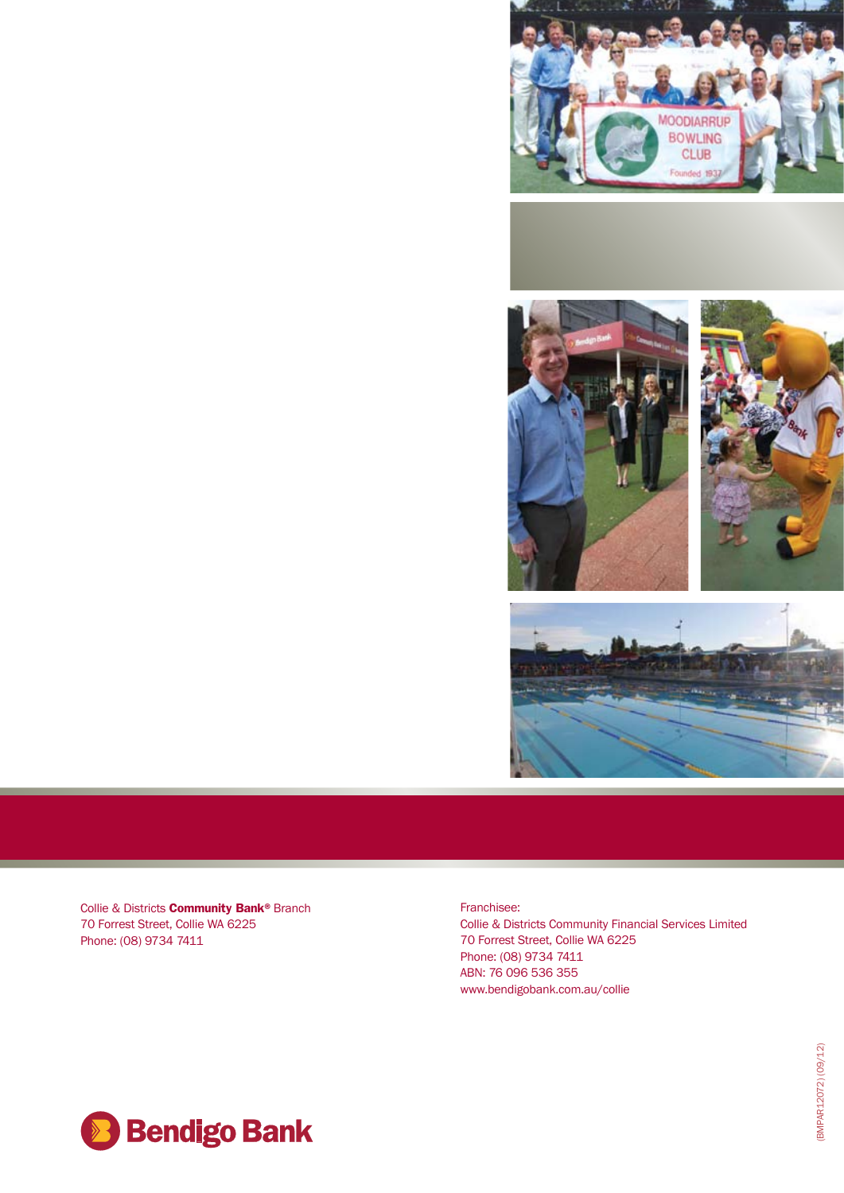Collie & Districts **Community Bank®** Branch
70 Forrest Street, Collie WA 6225
Phone: (08) 9734 7411

Franchisee:
Collie & Districts Community Financial Services Limited
70 Forrest Street, Collie WA 6225
Phone: (08) 9734 7411
ABN: 76 096 536 355
www.bendigobank.com.au/collie

Bendigo Bank

(BMPAR12072) (09/12)